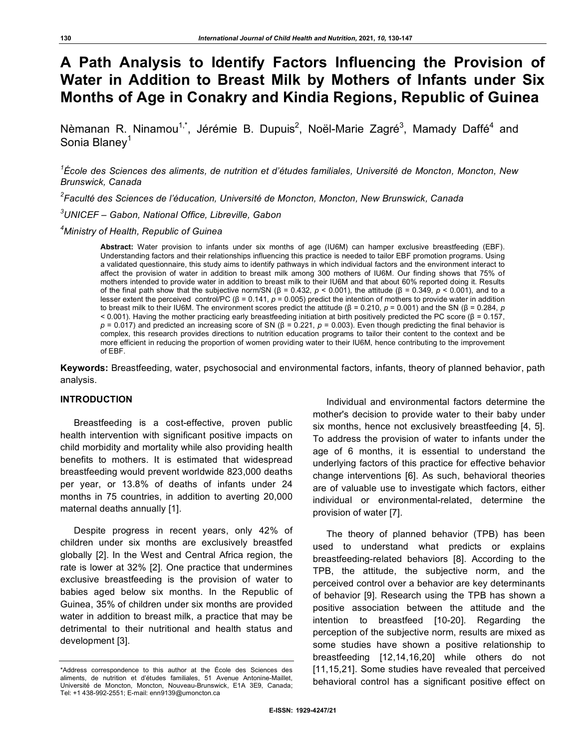# A Path Analysis to Identify Factors Influencing the Provision of Water in Addition to Breast Milk by Mothers of Infants under Six Months of Age in Conakry and Kindia Regions, Republic of Guinea

Nèmanan R. Ninamou[1,*], Jérémie B. Dupuis[2], Noël-Marie Zagré[3], Mamady Daffé[4] and Sonia Blaney[1]

[1]*École des Sciences des aliments, de nutrition et d'études familiales, Université de Moncton, Moncton, New Brunswick, Canada*

[2]*Faculté des Sciences de l'éducation, Université de Moncton, Moncton, New Brunswick, Canada*

[3]*UNICEF – Gabon, National Office, Libreville, Gabon*

[4]*Ministry of Health, Republic of Guinea*

**Abstract:** Water provision to infants under six months of age (IU6M) can hamper exclusive breastfeeding (EBF). Understanding factors and their relationships influencing this practice is needed to tailor EBF promotion programs. Using a validated questionnaire, this study aims to identify pathways in which individual factors and the environment interact to affect the provision of water in addition to breast milk among 300 mothers of IU6M. Our finding shows that 75% of mothers intended to provide water in addition to breast milk to their IU6M and that about 60% reported doing it. Results of the final path show that the subjective norm/SN ($\beta = 0.432$, $p < 0.001$), the attitude ($\beta = 0.349$, $p < 0.001$), and to a lesser extent the perceived control/PC ($\beta = 0.141$, $p = 0.005$) predict the intention of mothers to provide water in addition to breast milk to their IU6M. The environment scores predict the attitude ($\beta = 0.210$, $p = 0.001$) and the SN ($\beta = 0.284$, $p < 0.001$). Having the mother practicing early breastfeeding initiation at birth positively predicted the PC score ($\beta = 0.157$, $p = 0.017$) and predicted an increasing score of SN ($\beta = 0.221$, $p = 0.003$). Even though predicting the final behavior is complex, this research provides directions to nutrition education programs to tailor their content to the context and be more efficient in reducing the proportion of women providing water to their IU6M, hence contributing to the improvement of EBF.

**Keywords:** Breastfeeding, water, psychosocial and environmental factors, infants, theory of planned behavior, path analysis.

## INTRODUCTION

Breastfeeding is a cost-effective, proven public health intervention with significant positive impacts on child morbidity and mortality while also providing health benefits to mothers. It is estimated that widespread breastfeeding would prevent worldwide 823,000 deaths per year, or 13.8% of deaths of infants under 24 months in 75 countries, in addition to averting 20,000 maternal deaths annually [1].

Despite progress in recent years, only 42% of children under six months are exclusively breastfed globally [2]. In the West and Central Africa region, the rate is lower at 32% [2]. One practice that undermines exclusive breastfeeding is the provision of water to babies aged below six months. In the Republic of Guinea, 35% of children under six months are provided water in addition to breast milk, a practice that may be detrimental to their nutritional and health status and development [3].

Individual and environmental factors determine the mother's decision to provide water to their baby under six months, hence not exclusively breastfeeding [4, 5]. To address the provision of water to infants under the age of 6 months, it is essential to understand the underlying factors of this practice for effective behavior change interventions [6]. As such, behavioral theories are of valuable use to investigate which factors, either individual or environmental-related, determine the provision of water [7].

The theory of planned behavior (TPB) has been used to understand what predicts or explains breastfeeding-related behaviors [8]. According to the TPB, the attitude, the subjective norm, and the perceived control over a behavior are key determinants of behavior [9]. Research using the TPB has shown a positive association between the attitude and the intention to breastfeed [10-20]. Regarding the perception of the subjective norm, results are mixed as some studies have shown a positive relationship to breastfeeding [12,14,16,20] while others do not [11,15,21]. Some studies have revealed that perceived behavioral control has a significant positive effect on

*Address correspondence to this author at the École des Sciences des aliments, de nutrition et d'études familiales, 51 Avenue Antonine-Maillet, Université de Moncton, Moncton, Nouveau-Brunswick, E1A 3E9, Canada; Tel: +1 438-992-2551; E-mail: enn9139@umoncton.ca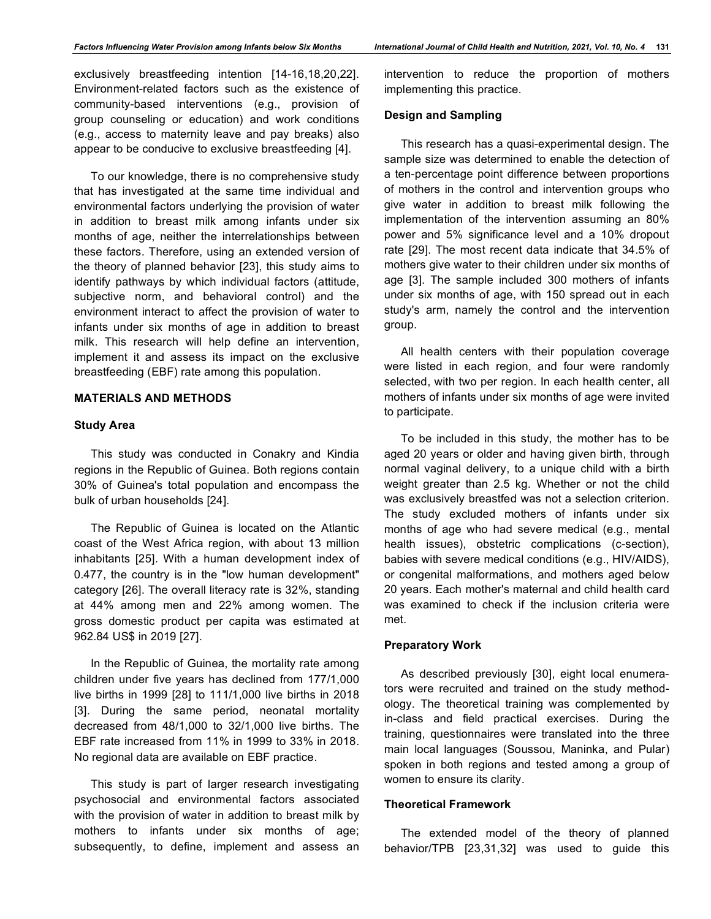exclusively breastfeeding intention [14-16,18,20,22]. Environment-related factors such as the existence of community-based interventions (e.g., provision of group counseling or education) and work conditions (e.g., access to maternity leave and pay breaks) also appear to be conducive to exclusive breastfeeding [4].

To our knowledge, there is no comprehensive study that has investigated at the same time individual and environmental factors underlying the provision of water in addition to breast milk among infants under six months of age, neither the interrelationships between these factors. Therefore, using an extended version of the theory of planned behavior [23], this study aims to identify pathways by which individual factors (attitude, subjective norm, and behavioral control) and the environment interact to affect the provision of water to infants under six months of age in addition to breast milk. This research will help define an intervention, implement it and assess its impact on the exclusive breastfeeding (EBF) rate among this population.

## MATERIALS AND METHODS

### Study Area

This study was conducted in Conakry and Kindia regions in the Republic of Guinea. Both regions contain 30% of Guinea's total population and encompass the bulk of urban households [24].

The Republic of Guinea is located on the Atlantic coast of the West Africa region, with about 13 million inhabitants [25]. With a human development index of 0.477, the country is in the "low human development" category [26]. The overall literacy rate is 32%, standing at 44% among men and 22% among women. The gross domestic product per capita was estimated at 962.84 US$ in 2019 [27].

In the Republic of Guinea, the mortality rate among children under five years has declined from 177/1,000 live births in 1999 [28] to 111/1,000 live births in 2018 [3]. During the same period, neonatal mortality decreased from 48/1,000 to 32/1,000 live births. The EBF rate increased from 11% in 1999 to 33% in 2018. No regional data are available on EBF practice.

This study is part of larger research investigating psychosocial and environmental factors associated with the provision of water in addition to breast milk by mothers to infants under six months of age; subsequently, to define, implement and assess an intervention to reduce the proportion of mothers implementing this practice.

### Design and Sampling

This research has a quasi-experimental design. The sample size was determined to enable the detection of a ten-percentage point difference between proportions of mothers in the control and intervention groups who give water in addition to breast milk following the implementation of the intervention assuming an 80% power and 5% significance level and a 10% dropout rate [29]. The most recent data indicate that 34.5% of mothers give water to their children under six months of age [3]. The sample included 300 mothers of infants under six months of age, with 150 spread out in each study's arm, namely the control and the intervention group.

All health centers with their population coverage were listed in each region, and four were randomly selected, with two per region. In each health center, all mothers of infants under six months of age were invited to participate.

To be included in this study, the mother has to be aged 20 years or older and having given birth, through normal vaginal delivery, to a unique child with a birth weight greater than 2.5 kg. Whether or not the child was exclusively breastfed was not a selection criterion. The study excluded mothers of infants under six months of age who had severe medical (e.g., mental health issues), obstetric complications (c-section), babies with severe medical conditions (e.g., HIV/AIDS), or congenital malformations, and mothers aged below 20 years. Each mother's maternal and child health card was examined to check if the inclusion criteria were met.

### Preparatory Work

As described previously [30], eight local enumerators were recruited and trained on the study methodology. The theoretical training was complemented by in-class and field practical exercises. During the training, questionnaires were translated into the three main local languages (Soussou, Maninka, and Pular) spoken in both regions and tested among a group of women to ensure its clarity.

### Theoretical Framework

The extended model of the theory of planned behavior/TPB [23,31,32] was used to guide this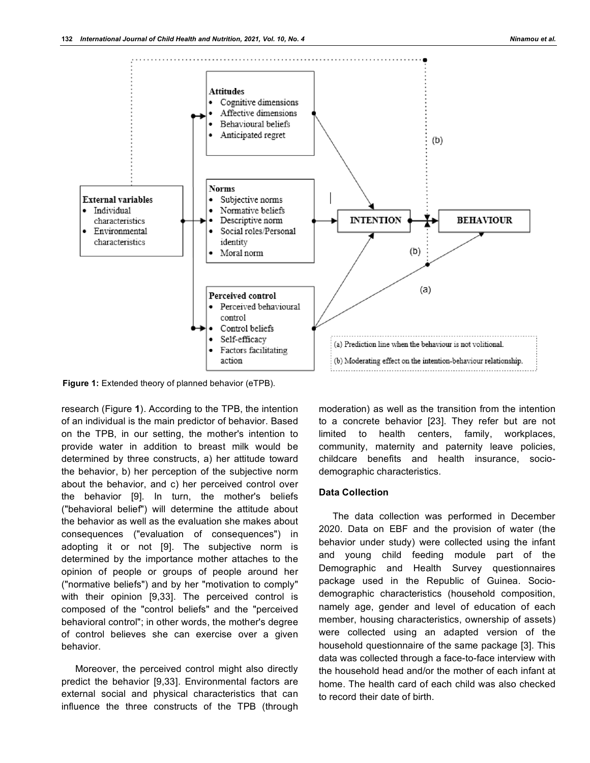**Figure 1:** Extended theory of planned behavior (eTPB).

research (Figure **1**). According to the TPB, the intention of an individual is the main predictor of behavior. Based on the TPB, in our setting, the mother's intention to provide water in addition to breast milk would be determined by three constructs, a) her attitude toward the behavior, b) her perception of the subjective norm about the behavior, and c) her perceived control over the behavior [9]. In turn, the mother's beliefs ("behavioral belief") will determine the attitude about the behavior as well as the evaluation she makes about consequences ("evaluation of consequences") in adopting it or not [9]. The subjective norm is determined by the importance mother attaches to the opinion of people or groups of people around her ("normative beliefs") and by her "motivation to comply" with their opinion [9,33]. The perceived control is composed of the "control beliefs" and the "perceived behavioral control"; in other words, the mother's degree of control believes she can exercise over a given behavior.

Moreover, the perceived control might also directly predict the behavior [9,33]. Environmental factors are external social and physical characteristics that can influence the three constructs of the TPB (through moderation) as well as the transition from the intention to a concrete behavior [23]. They refer but are not limited to health centers, family, workplaces, community, maternity and paternity leave policies, childcare benefits and health insurance, socio-demographic characteristics.

### Data Collection

The data collection was performed in December 2020. Data on EBF and the provision of water (the behavior under study) were collected using the infant and young child feeding module part of the Demographic and Health Survey questionnaires package used in the Republic of Guinea. Socio-demographic characteristics (household composition, namely age, gender and level of education of each member, housing characteristics, ownership of assets) were collected using an adapted version of the household questionnaire of the same package [3]. This data was collected through a face-to-face interview with the household head and/or the mother of each infant at home. The health card of each child was also checked to record their date of birth.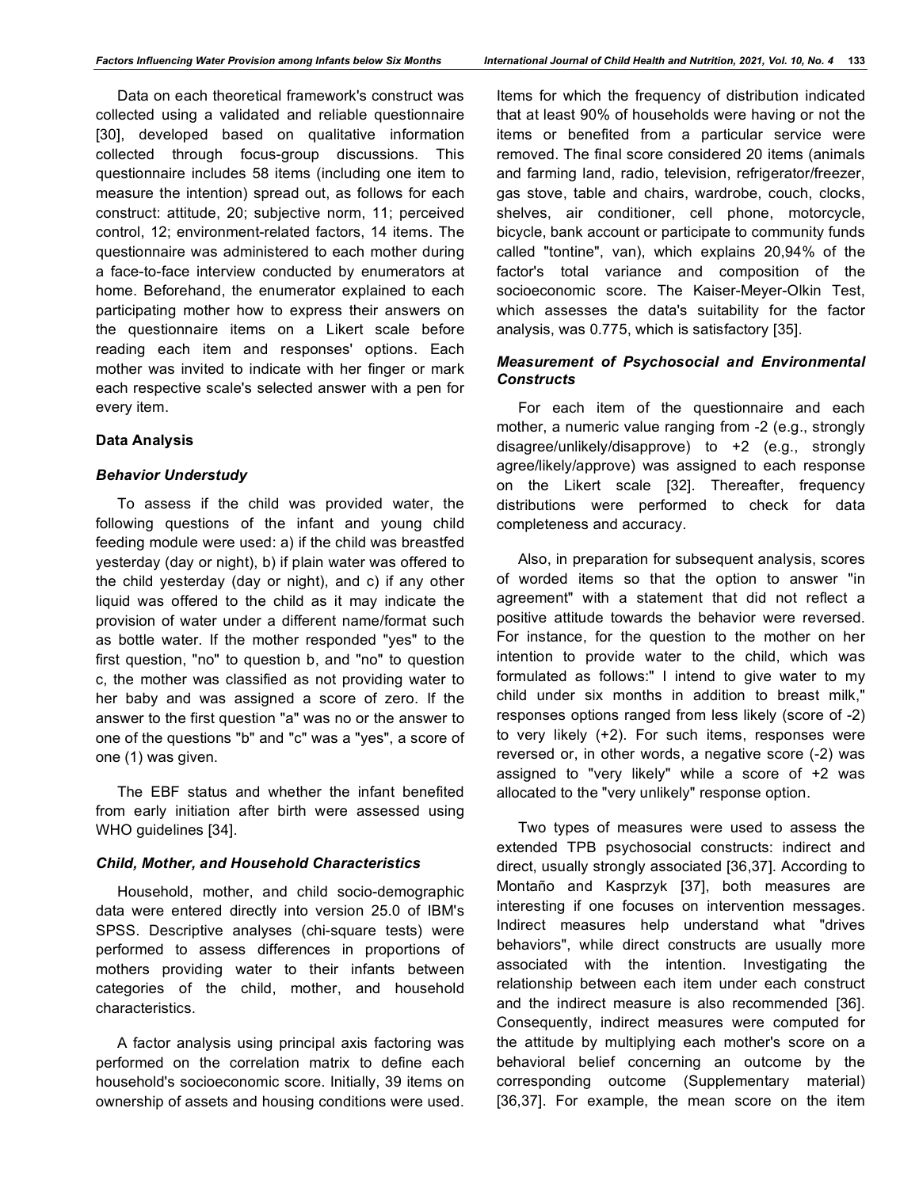Data on each theoretical framework's construct was collected using a validated and reliable questionnaire [30], developed based on qualitative information collected through focus-group discussions. This questionnaire includes 58 items (including one item to measure the intention) spread out, as follows for each construct: attitude, 20; subjective norm, 11; perceived control, 12; environment-related factors, 14 items. The questionnaire was administered to each mother during a face-to-face interview conducted by enumerators at home. Beforehand, the enumerator explained to each participating mother how to express their answers on the questionnaire items on a Likert scale before reading each item and responses' options. Each mother was invited to indicate with her finger or mark each respective scale's selected answer with a pen for every item.

### Data Analysis

#### *Behavior Understudy*

To assess if the child was provided water, the following questions of the infant and young child feeding module were used: a) if the child was breastfed yesterday (day or night), b) if plain water was offered to the child yesterday (day or night), and c) if any other liquid was offered to the child as it may indicate the provision of water under a different name/format such as bottle water. If the mother responded "yes" to the first question, "no" to question b, and "no" to question c, the mother was classified as not providing water to her baby and was assigned a score of zero. If the answer to the first question "a" was no or the answer to one of the questions "b" and "c" was a "yes", a score of one (1) was given.

The EBF status and whether the infant benefited from early initiation after birth were assessed using WHO guidelines [34].

#### *Child, Mother, and Household Characteristics*

Household, mother, and child socio-demographic data were entered directly into version 25.0 of IBM's SPSS. Descriptive analyses (chi-square tests) were performed to assess differences in proportions of mothers providing water to their infants between categories of the child, mother, and household characteristics.

A factor analysis using principal axis factoring was performed on the correlation matrix to define each household's socioeconomic score. Initially, 39 items on ownership of assets and housing conditions were used. Items for which the frequency of distribution indicated that at least 90% of households were having or not the items or benefited from a particular service were removed. The final score considered 20 items (animals and farming land, radio, television, refrigerator/freezer, gas stove, table and chairs, wardrobe, couch, clocks, shelves, air conditioner, cell phone, motorcycle, bicycle, bank account or participate to community funds called "tontine", van), which explains 20,94% of the factor's total variance and composition of the socioeconomic score. The Kaiser-Meyer-Olkin Test, which assesses the data's suitability for the factor analysis, was 0.775, which is satisfactory [35].

#### *Measurement of Psychosocial and Environmental Constructs*

For each item of the questionnaire and each mother, a numeric value ranging from -2 (e.g., strongly disagree/unlikely/disapprove) to +2 (e.g., strongly agree/likely/approve) was assigned to each response on the Likert scale [32]. Thereafter, frequency distributions were performed to check for data completeness and accuracy.

Also, in preparation for subsequent analysis, scores of worded items so that the option to answer "in agreement" with a statement that did not reflect a positive attitude towards the behavior were reversed. For instance, for the question to the mother on her intention to provide water to the child, which was formulated as follows:" I intend to give water to my child under six months in addition to breast milk," responses options ranged from less likely (score of -2) to very likely (+2). For such items, responses were reversed or, in other words, a negative score (-2) was assigned to "very likely" while a score of +2 was allocated to the "very unlikely" response option.

Two types of measures were used to assess the extended TPB psychosocial constructs: indirect and direct, usually strongly associated [36,37]. According to Montaño and Kasprzyk [37], both measures are interesting if one focuses on intervention messages. Indirect measures help understand what "drives behaviors", while direct constructs are usually more associated with the intention. Investigating the relationship between each item under each construct and the indirect measure is also recommended [36]. Consequently, indirect measures were computed for the attitude by multiplying each mother's score on a behavioral belief concerning an outcome by the corresponding outcome (Supplementary material) [36,37]. For example, the mean score on the item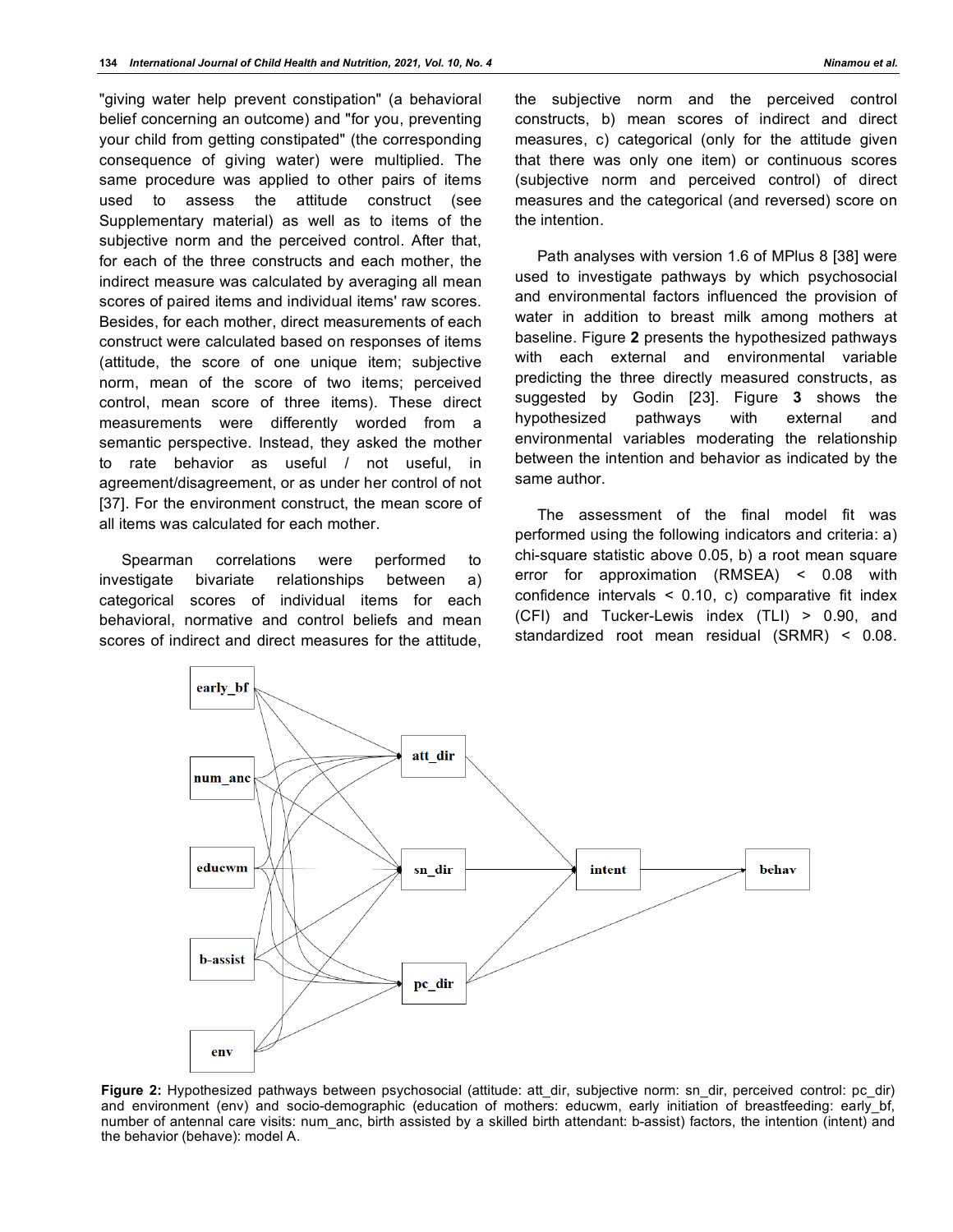"giving water help prevent constipation" (a behavioral belief concerning an outcome) and "for you, preventing your child from getting constipated" (the corresponding consequence of giving water) were multiplied. The same procedure was applied to other pairs of items used to assess the attitude construct (see Supplementary material) as well as to items of the subjective norm and the perceived control. After that, for each of the three constructs and each mother, the indirect measure was calculated by averaging all mean scores of paired items and individual items' raw scores. Besides, for each mother, direct measurements of each construct were calculated based on responses of items (attitude, the score of one unique item; subjective norm, mean of the score of two items; perceived control, mean score of three items). These direct measurements were differently worded from a semantic perspective. Instead, they asked the mother to rate behavior as useful / not useful, in agreement/disagreement, or as under her control of not [37]. For the environment construct, the mean score of all items was calculated for each mother.

Spearman correlations were performed to investigate bivariate relationships between a) categorical scores of individual items for each behavioral, normative and control beliefs and mean scores of indirect and direct measures for the attitude, the subjective norm and the perceived control constructs, b) mean scores of indirect and direct measures, c) categorical (only for the attitude given that there was only one item) or continuous scores (subjective norm and perceived control) of direct measures and the categorical (and reversed) score on the intention.

Path analyses with version 1.6 of MPlus 8 [38] were used to investigate pathways by which psychosocial and environmental factors influenced the provision of water in addition to breast milk among mothers at baseline. Figure **2** presents the hypothesized pathways with each external and environmental variable predicting the three directly measured constructs, as suggested by Godin [23]. Figure **3** shows the hypothesized pathways with external and environmental variables moderating the relationship between the intention and behavior as indicated by the same author.

The assessment of the final model fit was performed using the following indicators and criteria: a) chi-square statistic above 0.05, b) a root mean square error for approximation (RMSEA) < 0.08 with confidence intervals < 0.10, c) comparative fit index (CFI) and Tucker-Lewis index (TLI) > 0.90, and standardized root mean residual (SRMR) < 0.08.

**Figure 2:** Hypothesized pathways between psychosocial (attitude: att_dir, subjective norm: sn_dir, perceived control: pc_dir) and environment (env) and socio-demographic (education of mothers: educwm, early initiation of breastfeeding: early_bf, number of antennal care visits: num_anc, birth assisted by a skilled birth attendant: b-assist) factors, the intention (intent) and the behavior (behave): model A.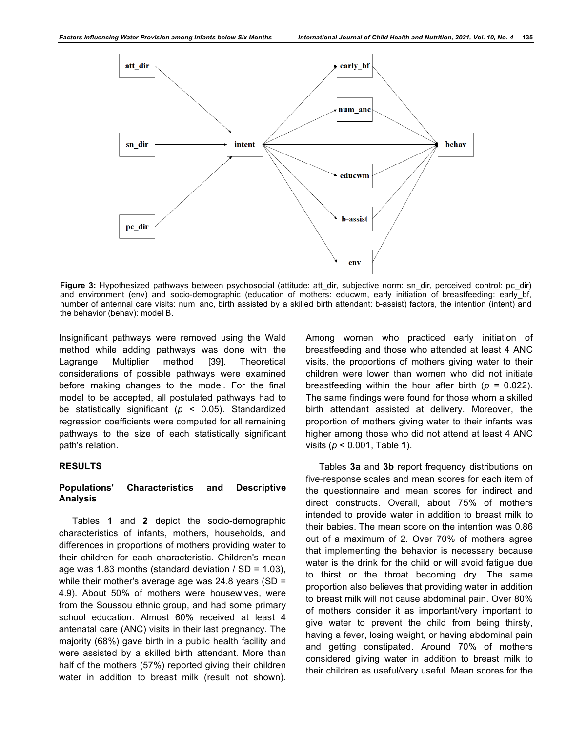**Figure 3:** Hypothesized pathways between psychosocial (attitude: att_dir, subjective norm: sn_dir, perceived control: pc_dir) and environment (env) and socio-demographic (education of mothers: educwm, early initiation of breastfeeding: early_bf, number of antennal care visits: num_anc, birth assisted by a skilled birth attendant: b-assist) factors, the intention (intent) and the behavior (behav): model B.

Insignificant pathways were removed using the Wald method while adding pathways was done with the Lagrange Multiplier method [39]. Theoretical considerations of possible pathways were examined before making changes to the model. For the final model to be accepted, all postulated pathways had to be statistically significant ($p < 0.05$). Standardized regression coefficients were computed for all remaining pathways to the size of each statistically significant path's relation.

## RESULTS

### Populations' Characteristics and Descriptive Analysis

Tables **1** and **2** depict the socio-demographic characteristics of infants, mothers, households, and differences in proportions of mothers providing water to their children for each characteristic. Children's mean age was 1.83 months (standard deviation / SD = 1.03), while their mother's average age was 24.8 years (SD = 4.9). About 50% of mothers were housewives, were from the Soussou ethnic group, and had some primary school education. Almost 60% received at least 4 antenatal care (ANC) visits in their last pregnancy. The majority (68%) gave birth in a public health facility and were assisted by a skilled birth attendant. More than half of the mothers (57%) reported giving their children water in addition to breast milk (result not shown). Among women who practiced early initiation of breastfeeding and those who attended at least 4 ANC visits, the proportions of mothers giving water to their children were lower than women who did not initiate breastfeeding within the hour after birth ($p = 0.022$). The same findings were found for those whom a skilled birth attendant assisted at delivery. Moreover, the proportion of mothers giving water to their infants was higher among those who did not attend at least 4 ANC visits ($p < 0.001$, Table **1**).

Tables **3a** and **3b** report frequency distributions on five-response scales and mean scores for each item of the questionnaire and mean scores for indirect and direct constructs. Overall, about 75% of mothers intended to provide water in addition to breast milk to their babies. The mean score on the intention was 0.86 out of a maximum of 2. Over 70% of mothers agree that implementing the behavior is necessary because water is the drink for the child or will avoid fatigue due to thirst or the throat becoming dry. The same proportion also believes that providing water in addition to breast milk will not cause abdominal pain. Over 80% of mothers consider it as important/very important to give water to prevent the child from being thirsty, having a fever, losing weight, or having abdominal pain and getting constipated. Around 70% of mothers considered giving water in addition to breast milk to their children as useful/very useful. Mean scores for the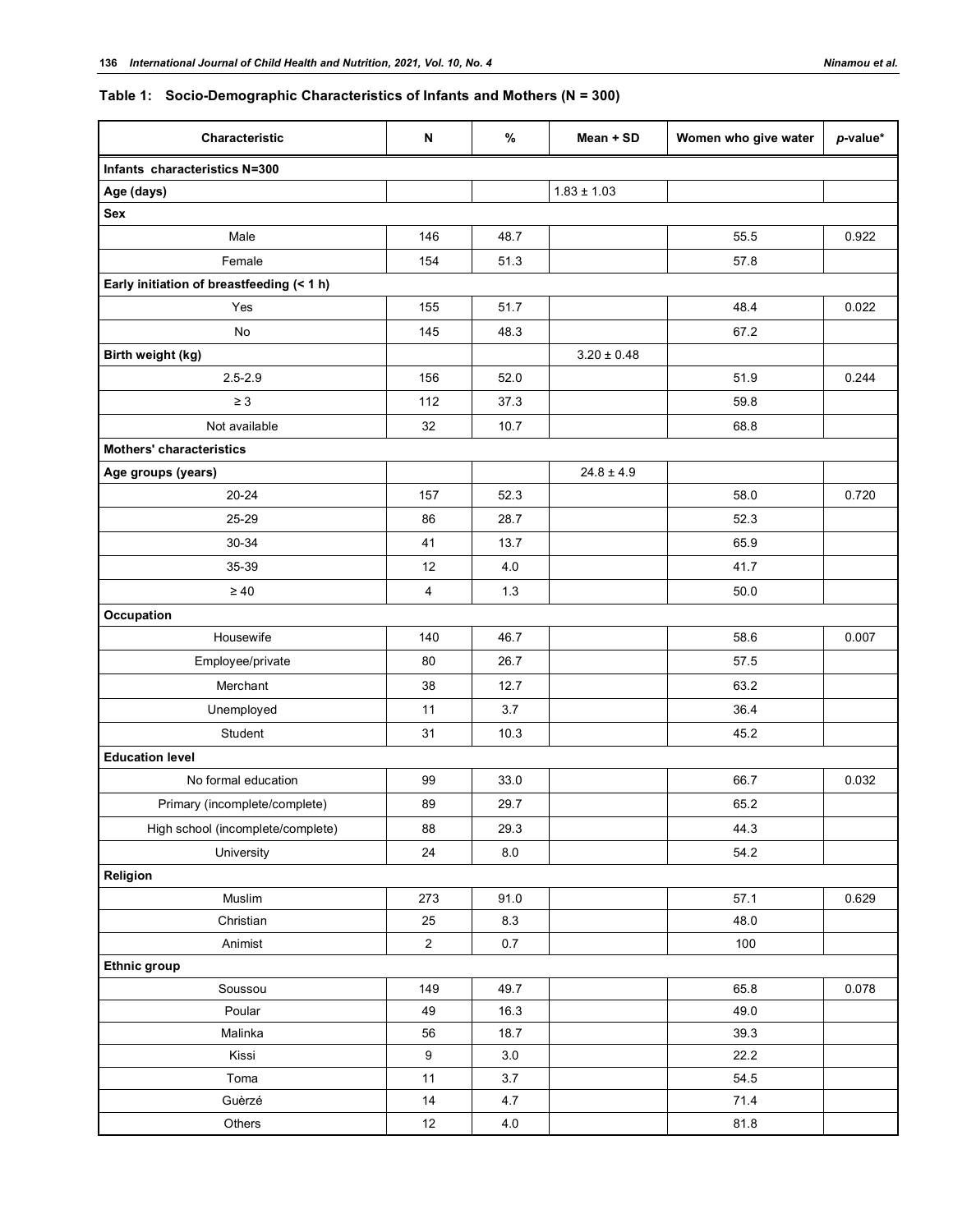**Table 1: Socio-Demographic Characteristics of Infants and Mothers (N = 300)**

| Characteristic | N | % | Mean + SD | Women who give water | *p*-value* |
|---|---|---|---|---|---|
| **Infants characteristics N=300** | | | | | |
| **Age (days)** | | | 1.83 ± 1.03 | | |
| **Sex** | | | | | |
| Male | 146 | 48.7 | | 55.5 | 0.922 |
| Female | 154 | 51.3 | | 57.8 | |
| **Early initiation of breastfeeding (< 1 h)** | | | | | |
| Yes | 155 | 51.7 | | 48.4 | 0.022 |
| No | 145 | 48.3 | | 67.2 | |
| **Birth weight (kg)** | | | 3.20 ± 0.48 | | |
| 2.5-2.9 | 156 | 52.0 | | 51.9 | 0.244 |
| ≥ 3 | 112 | 37.3 | | 59.8 | |
| Not available | 32 | 10.7 | | 68.8 | |
| **Mothers' characteristics** | | | | | |
| **Age groups (years)** | | | 24.8 ± 4.9 | | |
| 20-24 | 157 | 52.3 | | 58.0 | 0.720 |
| 25-29 | 86 | 28.7 | | 52.3 | |
| 30-34 | 41 | 13.7 | | 65.9 | |
| 35-39 | 12 | 4.0 | | 41.7 | |
| ≥ 40 | 4 | 1.3 | | 50.0 | |
| **Occupation** | | | | | |
| Housewife | 140 | 46.7 | | 58.6 | 0.007 |
| Employee/private | 80 | 26.7 | | 57.5 | |
| Merchant | 38 | 12.7 | | 63.2 | |
| Unemployed | 11 | 3.7 | | 36.4 | |
| Student | 31 | 10.3 | | 45.2 | |
| **Education level** | | | | | |
| No formal education | 99 | 33.0 | | 66.7 | 0.032 |
| Primary (incomplete/complete) | 89 | 29.7 | | 65.2 | |
| High school (incomplete/complete) | 88 | 29.3 | | 44.3 | |
| University | 24 | 8.0 | | 54.2 | |
| **Religion** | | | | | |
| Muslim | 273 | 91.0 | | 57.1 | 0.629 |
| Christian | 25 | 8.3 | | 48.0 | |
| Animist | 2 | 0.7 | | 100 | |
| **Ethnic group** | | | | | |
| Soussou | 149 | 49.7 | | 65.8 | 0.078 |
| Poular | 49 | 16.3 | | 49.0 | |
| Malinka | 56 | 18.7 | | 39.3 | |
| Kissi | 9 | 3.0 | | 22.2 | |
| Toma | 11 | 3.7 | | 54.5 | |
| Guèrzé | 14 | 4.7 | | 71.4 | |
| Others | 12 | 4.0 | | 81.8 | |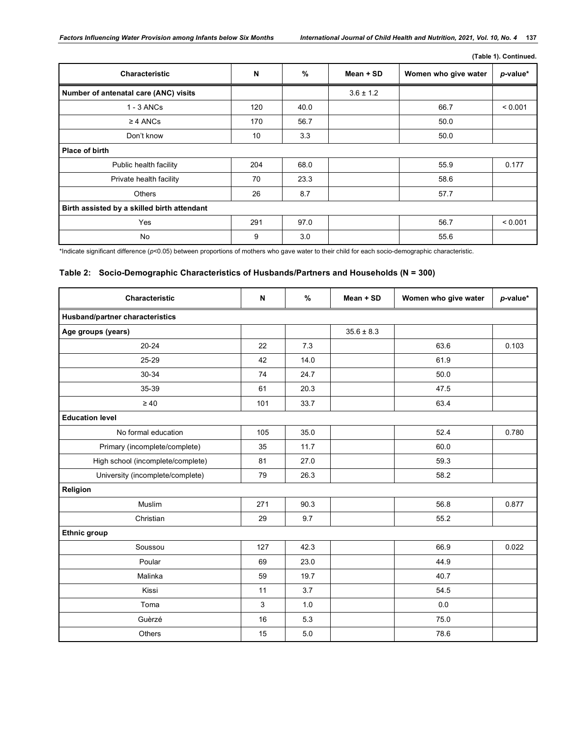(Table 1). Continued.

| Characteristic | N | % | Mean + SD | Women who give water | *p*-value* |
|---|---|---|---|---|---|
| **Number of antenatal care (ANC) visits** | | | 3.6 ± 1.2 | | |
| 1 - 3 ANCs | 120 | 40.0 | | 66.7 | < 0.001 |
| ≥ 4 ANCs | 170 | 56.7 | | 50.0 | |
| Don't know | 10 | 3.3 | | 50.0 | |
| **Place of birth** | | | | | |
| Public health facility | 204 | 68.0 | | 55.9 | 0.177 |
| Private health facility | 70 | 23.3 | | 58.6 | |
| Others | 26 | 8.7 | | 57.7 | |
| **Birth assisted by a skilled birth attendant** | | | | | |
| Yes | 291 | 97.0 | | 56.7 | < 0.001 |
| No | 9 | 3.0 | | 55.6 | |

*Indicate significant difference ($p<0.05$) between proportions of mothers who gave water to their child for each socio-demographic characteristic.

**Table 2: Socio-Demographic Characteristics of Husbands/Partners and Households (N = 300)**

| Characteristic | N | % | Mean + SD | Women who give water | *p*-value* |
|---|---|---|---|---|---|
| **Husband/partner characteristics** | | | | | |
| **Age groups (years)** | | | 35.6 ± 8.3 | | |
| 20-24 | 22 | 7.3 | | 63.6 | 0.103 |
| 25-29 | 42 | 14.0 | | 61.9 | |
| 30-34 | 74 | 24.7 | | 50.0 | |
| 35-39 | 61 | 20.3 | | 47.5 | |
| ≥ 40 | 101 | 33.7 | | 63.4 | |
| **Education level** | | | | | |
| No formal education | 105 | 35.0 | | 52.4 | 0.780 |
| Primary (incomplete/complete) | 35 | 11.7 | | 60.0 | |
| High school (incomplete/complete) | 81 | 27.0 | | 59.3 | |
| University (incomplete/complete) | 79 | 26.3 | | 58.2 | |
| **Religion** | | | | | |
| Muslim | 271 | 90.3 | | 56.8 | 0.877 |
| Christian | 29 | 9.7 | | 55.2 | |
| **Ethnic group** | | | | | |
| Soussou | 127 | 42.3 | | 66.9 | 0.022 |
| Poular | 69 | 23.0 | | 44.9 | |
| Malinka | 59 | 19.7 | | 40.7 | |
| Kissi | 11 | 3.7 | | 54.5 | |
| Toma | 3 | 1.0 | | 0.0 | |
| Guèrzé | 16 | 5.3 | | 75.0 | |
| Others | 15 | 5.0 | | 78.6 | |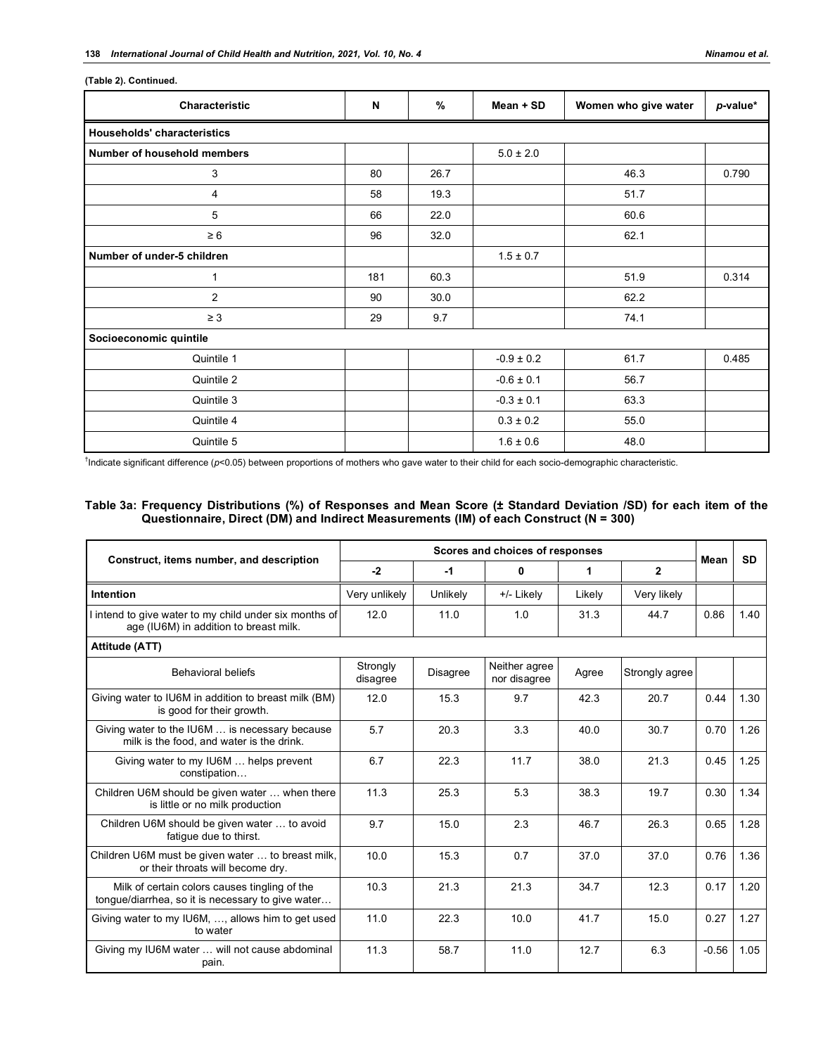**(Table 2). Continued.**

| Characteristic | N | % | Mean + SD | Women who give water | *p*-value* |
|---|---|---|---|---|---|
| **Households' characteristics** | | | | | |
| **Number of household members** | | | 5.0 ± 2.0 | | |
| 3 | 80 | 26.7 | | 46.3 | 0.790 |
| 4 | 58 | 19.3 | | 51.7 | |
| 5 | 66 | 22.0 | | 60.6 | |
| ≥ 6 | 96 | 32.0 | | 62.1 | |
| **Number of under-5 children** | | | 1.5 ± 0.7 | | |
| 1 | 181 | 60.3 | | 51.9 | 0.314 |
| 2 | 90 | 30.0 | | 62.2 | |
| ≥ 3 | 29 | 9.7 | | 74.1 | |
| **Socioeconomic quintile** | | | | | |
| Quintile 1 | | | -0.9 ± 0.2 | 61.7 | 0.485 |
| Quintile 2 | | | -0.6 ± 0.1 | 56.7 | |
| Quintile 3 | | | -0.3 ± 0.1 | 63.3 | |
| Quintile 4 | | | 0.3 ± 0.2 | 55.0 | |
| Quintile 5 | | | 1.6 ± 0.6 | 48.0 | |

†Indicate significant difference ($p<0.05$) between proportions of mothers who gave water to their child for each socio-demographic characteristic.

**Table 3a: Frequency Distributions (%) of Responses and Mean Score (± Standard Deviation /SD) for each item of the Questionnaire, Direct (DM) and Indirect Measurements (IM) of each Construct (N = 300)**

| Construct, items number, and description | Scores and choices of responses | | | | | Mean | SD |
|---|---|---|---|---|---|---|---|
| | -2 | -1 | 0 | 1 | 2 | | |
| **Intention** | Very unlikely | Unlikely | +/- Likely | Likely | Very likely | | |
| I intend to give water to my child under six months of age (IU6M) in addition to breast milk. | 12.0 | 11.0 | 1.0 | 31.3 | 44.7 | 0.86 | 1.40 |
| **Attitude (ATT)** | | | | | | | |
| Behavioral beliefs | Strongly disagree | Disagree | Neither agree nor disagree | Agree | Strongly agree | | |
| Giving water to IU6M in addition to breast milk (BM) is good for their growth. | 12.0 | 15.3 | 9.7 | 42.3 | 20.7 | 0.44 | 1.30 |
| Giving water to the IU6M … is necessary because milk is the food, and water is the drink. | 5.7 | 20.3 | 3.3 | 40.0 | 30.7 | 0.70 | 1.26 |
| Giving water to my IU6M … helps prevent constipation… | 6.7 | 22.3 | 11.7 | 38.0 | 21.3 | 0.45 | 1.25 |
| Children U6M should be given water … when there is little or no milk production | 11.3 | 25.3 | 5.3 | 38.3 | 19.7 | 0.30 | 1.34 |
| Children U6M should be given water … to avoid fatigue due to thirst. | 9.7 | 15.0 | 2.3 | 46.7 | 26.3 | 0.65 | 1.28 |
| Children U6M must be given water … to breast milk, or their throats will become dry. | 10.0 | 15.3 | 0.7 | 37.0 | 37.0 | 0.76 | 1.36 |
| Milk of certain colors causes tingling of the tongue/diarrhea, so it is necessary to give water… | 10.3 | 21.3 | 21.3 | 34.7 | 12.3 | 0.17 | 1.20 |
| Giving water to my IU6M, …, allows him to get used to water | 11.0 | 22.3 | 10.0 | 41.7 | 15.0 | 0.27 | 1.27 |
| Giving my IU6M water … will not cause abdominal pain. | 11.3 | 58.7 | 11.0 | 12.7 | 6.3 | -0.56 | 1.05 |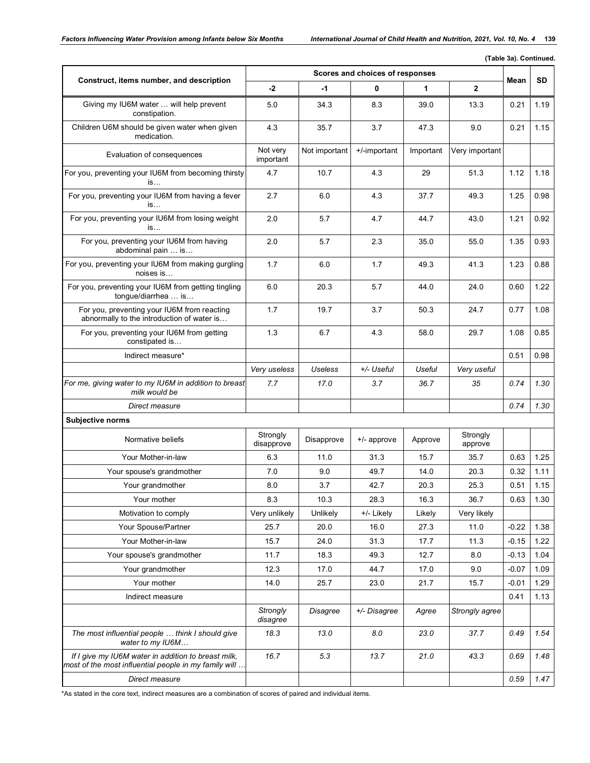**(Table 3a). Continued.**

| Construct, items number, and description | Scores and choices of responses | | | | | Mean | SD |
|---|---|---|---|---|---|---|---|
| | -2 | -1 | 0 | 1 | 2 | | |
| Giving my IU6M water … will help prevent constipation. | 5.0 | 34.3 | 8.3 | 39.0 | 13.3 | 0.21 | 1.19 |
| Children U6M should be given water when given medication. | 4.3 | 35.7 | 3.7 | 47.3 | 9.0 | 0.21 | 1.15 |
| Evaluation of consequences | Not very important | Not important | +/-important | Important | Very important | | |
| For you, preventing your IU6M from becoming thirsty is… | 4.7 | 10.7 | 4.3 | 29 | 51.3 | 1.12 | 1.18 |
| For you, preventing your IU6M from having a fever is… | 2.7 | 6.0 | 4.3 | 37.7 | 49.3 | 1.25 | 0.98 |
| For you, preventing your IU6M from losing weight is… | 2.0 | 5.7 | 4.7 | 44.7 | 43.0 | 1.21 | 0.92 |
| For you, preventing your IU6M from having abdominal pain … is… | 2.0 | 5.7 | 2.3 | 35.0 | 55.0 | 1.35 | 0.93 |
| For you, preventing your IU6M from making gurgling noises is… | 1.7 | 6.0 | 1.7 | 49.3 | 41.3 | 1.23 | 0.88 |
| For you, preventing your IU6M from getting tingling tongue/diarrhea … is… | 6.0 | 20.3 | 5.7 | 44.0 | 24.0 | 0.60 | 1.22 |
| For you, preventing your IU6M from reacting abnormally to the introduction of water is… | 1.7 | 19.7 | 3.7 | 50.3 | 24.7 | 0.77 | 1.08 |
| For you, preventing your IU6M from getting constipated is… | 1.3 | 6.7 | 4.3 | 58.0 | 29.7 | 1.08 | 0.85 |
| Indirect measure* | | | | | | 0.51 | 0.98 |
| | *Very useless* | *Useless* | *+/- Useful* | *Useful* | *Very useful* | | |
| *For me, giving water to my IU6M in addition to breast milk would be* | *7.7* | *17.0* | *3.7* | *36.7* | *35* | *0.74* | *1.30* |
| *Direct measure* | | | | | | *0.74* | *1.30* |
| **Subjective norms** | | | | | | | |
| Normative beliefs | Strongly disapprove | Disapprove | +/- approve | Approve | Strongly approve | | |
| Your Mother-in-law | 6.3 | 11.0 | 31.3 | 15.7 | 35.7 | 0.63 | 1.25 |
| Your spouse's grandmother | 7.0 | 9.0 | 49.7 | 14.0 | 20.3 | 0.32 | 1.11 |
| Your grandmother | 8.0 | 3.7 | 42.7 | 20.3 | 25.3 | 0.51 | 1.15 |
| Your mother | 8.3 | 10.3 | 28.3 | 16.3 | 36.7 | 0.63 | 1.30 |
| Motivation to comply | Very unlikely | Unlikely | +/- Likely | Likely | Very likely | | |
| Your Spouse/Partner | 25.7 | 20.0 | 16.0 | 27.3 | 11.0 | -0.22 | 1.38 |
| Your Mother-in-law | 15.7 | 24.0 | 31.3 | 17.7 | 11.3 | -0.15 | 1.22 |
| Your spouse's grandmother | 11.7 | 18.3 | 49.3 | 12.7 | 8.0 | -0.13 | 1.04 |
| Your grandmother | 12.3 | 17.0 | 44.7 | 17.0 | 9.0 | -0.07 | 1.09 |
| Your mother | 14.0 | 25.7 | 23.0 | 21.7 | 15.7 | -0.01 | 1.29 |
| Indirect measure | | | | | | 0.41 | 1.13 |
| | *Strongly disagree* | *Disagree* | *+/- Disagree* | *Agree* | *Strongly agree* | | |
| *The most influential people … think I should give water to my IU6M…* | *18.3* | *13.0* | *8.0* | *23.0* | *37.7* | *0.49* | *1.54* |
| *If I give my IU6M water in addition to breast milk, most of the most influential people in my family will …* | *16.7* | *5.3* | *13.7* | *21.0* | *43.3* | *0.69* | *1.48* |
| *Direct measure* | | | | | | *0.59* | *1.47* |

*As stated in the core text, indirect measures are a combination of scores of paired and individual items.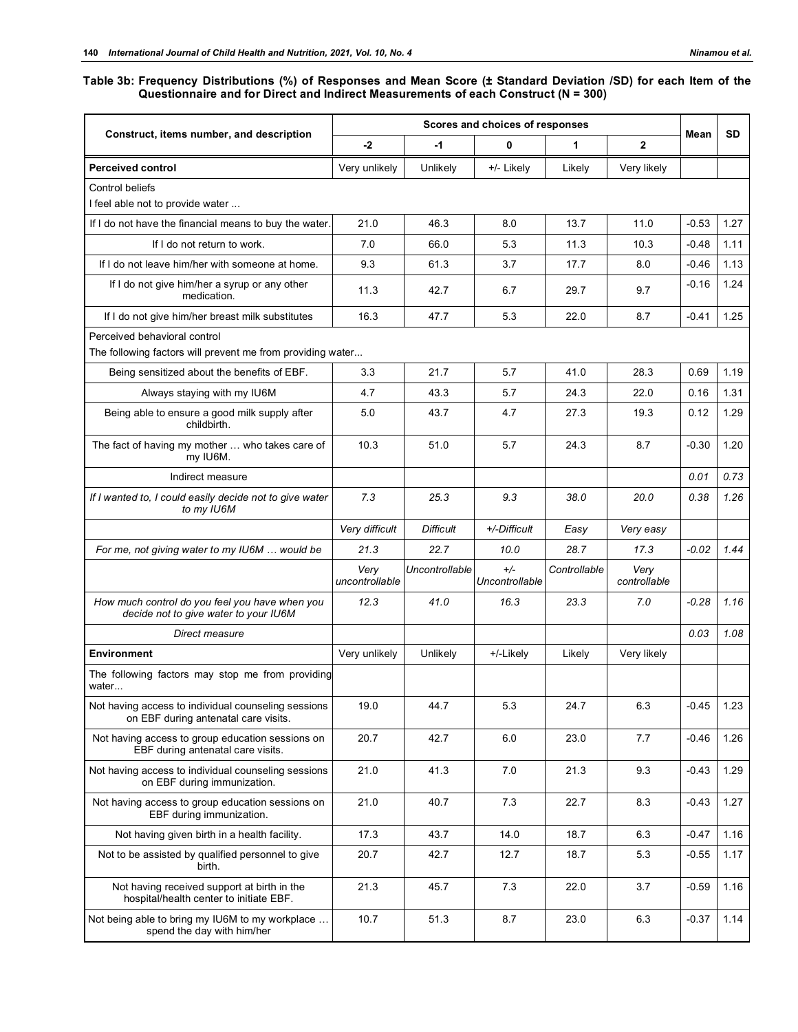**Table 3b: Frequency Distributions (%) of Responses and Mean Score (± Standard Deviation /SD) for each Item of the Questionnaire and for Direct and Indirect Measurements of each Construct (N = 300)**

| Construct, items number, and description | Scores and choices of responses | | | | | Mean | SD |
|---|---|---|---|---|---|---|---|
| | -2 | -1 | 0 | 1 | 2 | | |
| **Perceived control** | Very unlikely | Unlikely | +/- Likely | Likely | Very likely | | |
| Control beliefs<br>I feel able not to provide water ... | | | | | | | |
| If I do not have the financial means to buy the water. | 21.0 | 46.3 | 8.0 | 13.7 | 11.0 | -0.53 | 1.27 |
| If I do not return to work. | 7.0 | 66.0 | 5.3 | 11.3 | 10.3 | -0.48 | 1.11 |
| If I do not leave him/her with someone at home. | 9.3 | 61.3 | 3.7 | 17.7 | 8.0 | -0.46 | 1.13 |
| If I do not give him/her a syrup or any other medication. | 11.3 | 42.7 | 6.7 | 29.7 | 9.7 | -0.16 | 1.24 |
| If I do not give him/her breast milk substitutes | 16.3 | 47.7 | 5.3 | 22.0 | 8.7 | -0.41 | 1.25 |
| Perceived behavioral control<br>The following factors will prevent me from providing water... | | | | | | | |
| Being sensitized about the benefits of EBF. | 3.3 | 21.7 | 5.7 | 41.0 | 28.3 | 0.69 | 1.19 |
| Always staying with my IU6M | 4.7 | 43.3 | 5.7 | 24.3 | 22.0 | 0.16 | 1.31 |
| Being able to ensure a good milk supply after childbirth. | 5.0 | 43.7 | 4.7 | 27.3 | 19.3 | 0.12 | 1.29 |
| The fact of having my mother … who takes care of my IU6M. | 10.3 | 51.0 | 5.7 | 24.3 | 8.7 | -0.30 | 1.20 |
| Indirect measure | | | | | | *0.01* | *0.73* |
| *If I wanted to, I could easily decide not to give water to my IU6M* | *7.3* | *25.3* | *9.3* | *38.0* | *20.0* | *0.38* | *1.26* |
| | *Very difficult* | *Difficult* | *+/-Difficult* | *Easy* | *Very easy* | | |
| *For me, not giving water to my IU6M … would be* | *21.3* | *22.7* | *10.0* | *28.7* | *17.3* | *-0.02* | *1.44* |
| | *Very uncontrollable* | *Uncontrollable* | *+/- Uncontrollable* | *Controllable* | *Very controllable* | | |
| *How much control do you feel you have when you decide not to give water to your IU6M* | *12.3* | *41.0* | *16.3* | *23.3* | *7.0* | *-0.28* | *1.16* |
| *Direct measure* | | | | | | *0.03* | *1.08* |
| **Environment** | Very unlikely | Unlikely | +/-Likely | Likely | Very likely | | |
| The following factors may stop me from providing water... | | | | | | | |
| Not having access to individual counseling sessions on EBF during antenatal care visits. | 19.0 | 44.7 | 5.3 | 24.7 | 6.3 | -0.45 | 1.23 |
| Not having access to group education sessions on EBF during antenatal care visits. | 20.7 | 42.7 | 6.0 | 23.0 | 7.7 | -0.46 | 1.26 |
| Not having access to individual counseling sessions on EBF during immunization. | 21.0 | 41.3 | 7.0 | 21.3 | 9.3 | -0.43 | 1.29 |
| Not having access to group education sessions on EBF during immunization. | 21.0 | 40.7 | 7.3 | 22.7 | 8.3 | -0.43 | 1.27 |
| Not having given birth in a health facility. | 17.3 | 43.7 | 14.0 | 18.7 | 6.3 | -0.47 | 1.16 |
| Not to be assisted by qualified personnel to give birth. | 20.7 | 42.7 | 12.7 | 18.7 | 5.3 | -0.55 | 1.17 |
| Not having received support at birth in the hospital/health center to initiate EBF. | 21.3 | 45.7 | 7.3 | 22.0 | 3.7 | -0.59 | 1.16 |
| Not being able to bring my IU6M to my workplace … spend the day with him/her | 10.7 | 51.3 | 8.7 | 23.0 | 6.3 | -0.37 | 1.14 |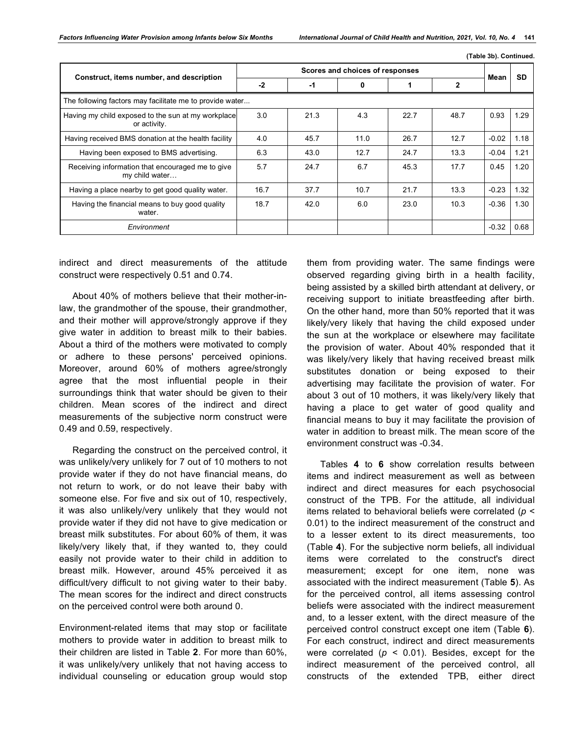(Table 3b). Continued.

| Construct, items number, and description | Scores and choices of responses | | | | | Mean | SD |
|---|---|---|---|---|---|---|---|
| | -2 | -1 | 0 | 1 | 2 | | |
| The following factors may facilitate me to provide water... | | | | | | | |
| Having my child exposed to the sun at my workplace or activity. | 3.0 | 21.3 | 4.3 | 22.7 | 48.7 | 0.93 | 1.29 |
| Having received BMS donation at the health facility | 4.0 | 45.7 | 11.0 | 26.7 | 12.7 | -0.02 | 1.18 |
| Having been exposed to BMS advertising. | 6.3 | 43.0 | 12.7 | 24.7 | 13.3 | -0.04 | 1.21 |
| Receiving information that encouraged me to give my child water… | 5.7 | 24.7 | 6.7 | 45.3 | 17.7 | 0.45 | 1.20 |
| Having a place nearby to get good quality water. | 16.7 | 37.7 | 10.7 | 21.7 | 13.3 | -0.23 | 1.32 |
| Having the financial means to buy good quality water. | 18.7 | 42.0 | 6.0 | 23.0 | 10.3 | -0.36 | 1.30 |
| *Environment* | | | | | | -0.32 | 0.68 |

indirect and direct measurements of the attitude construct were respectively 0.51 and 0.74.

About 40% of mothers believe that their mother-in-law, the grandmother of the spouse, their grandmother, and their mother will approve/strongly approve if they give water in addition to breast milk to their babies. About a third of the mothers were motivated to comply or adhere to these persons' perceived opinions. Moreover, around 60% of mothers agree/strongly agree that the most influential people in their surroundings think that water should be given to their children. Mean scores of the indirect and direct measurements of the subjective norm construct were 0.49 and 0.59, respectively.

Regarding the construct on the perceived control, it was unlikely/very unlikely for 7 out of 10 mothers to not provide water if they do not have financial means, do not return to work, or do not leave their baby with someone else. For five and six out of 10, respectively, it was also unlikely/very unlikely that they would not provide water if they did not have to give medication or breast milk substitutes. For about 60% of them, it was likely/very likely that, if they wanted to, they could easily not provide water to their child in addition to breast milk. However, around 45% perceived it as difficult/very difficult to not giving water to their baby. The mean scores for the indirect and direct constructs on the perceived control were both around 0.

Environment-related items that may stop or facilitate mothers to provide water in addition to breast milk to their children are listed in Table **2**. For more than 60%, it was unlikely/very unlikely that not having access to individual counseling or education group would stop them from providing water. The same findings were observed regarding giving birth in a health facility, being assisted by a skilled birth attendant at delivery, or receiving support to initiate breastfeeding after birth. On the other hand, more than 50% reported that it was likely/very likely that having the child exposed under the sun at the workplace or elsewhere may facilitate the provision of water. About 40% responded that it was likely/very likely that having received breast milk substitutes donation or being exposed to their advertising may facilitate the provision of water. For about 3 out of 10 mothers, it was likely/very likely that having a place to get water of good quality and financial means to buy it may facilitate the provision of water in addition to breast milk. The mean score of the environment construct was -0.34.

Tables **4** to **6** show correlation results between items and indirect measurement as well as between indirect and direct measures for each psychosocial construct of the TPB. For the attitude, all individual items related to behavioral beliefs were correlated ($p < 0.01$) to the indirect measurement of the construct and to a lesser extent to its direct measurements, too (Table **4**). For the subjective norm beliefs, all individual items were correlated to the construct's direct measurement; except for one item, none was associated with the indirect measurement (Table **5**). As for the perceived control, all items assessing control beliefs were associated with the indirect measurement and, to a lesser extent, with the direct measure of the perceived control construct except one item (Table **6**). For each construct, indirect and direct measurements were correlated ($p < 0.01$). Besides, except for the indirect measurement of the perceived control, all constructs of the extended TPB, either direct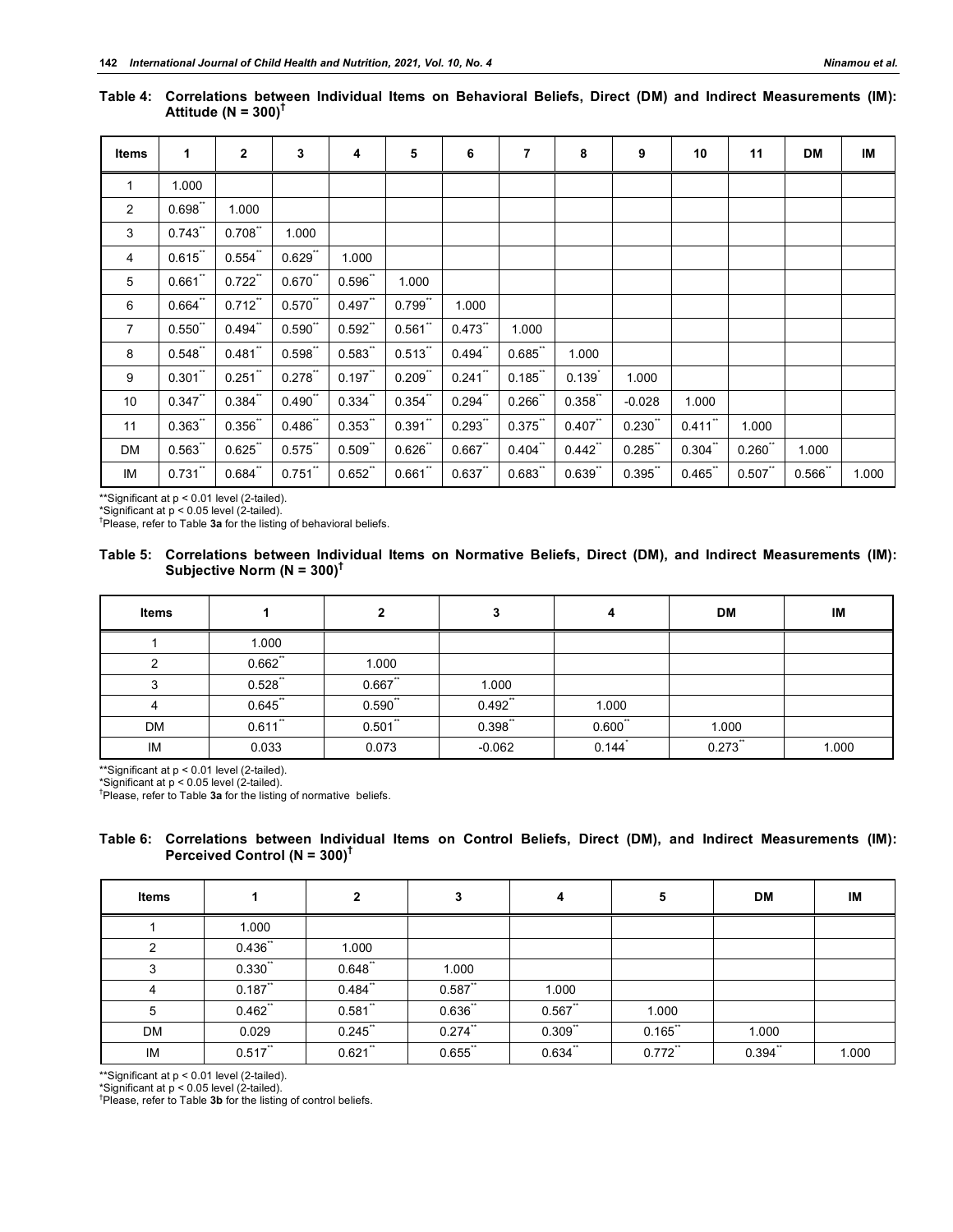**Table 4: Correlations between Individual Items on Behavioral Beliefs, Direct (DM) and Indirect Measurements (IM): Attitude (N = 300)[†]**

| Items | 1 | 2 | 3 | 4 | 5 | 6 | 7 | 8 | 9 | 10 | 11 | DM | IM |
|---|---|---|---|---|---|---|---|---|---|---|---|---|---|
| 1 | 1.000 | | | | | | | | | | | | |
| 2 | 0.698** | 1.000 | | | | | | | | | | | |
| 3 | 0.743** | 0.708** | 1.000 | | | | | | | | | | |
| 4 | 0.615** | 0.554** | 0.629** | 1.000 | | | | | | | | | |
| 5 | 0.661** | 0.722** | 0.670** | 0.596** | 1.000 | | | | | | | | |
| 6 | 0.664** | 0.712** | 0.570** | 0.497** | 0.799** | 1.000 | | | | | | | |
| 7 | 0.550** | 0.494** | 0.590** | 0.592** | 0.561** | 0.473** | 1.000 | | | | | | |
| 8 | 0.548** | 0.481** | 0.598** | 0.583** | 0.513** | 0.494** | 0.685** | 1.000 | | | | | |
| 9 | 0.301** | 0.251** | 0.278** | 0.197** | 0.209** | 0.241** | 0.185** | 0.139* | 1.000 | | | | |
| 10 | 0.347** | 0.384** | 0.490** | 0.334** | 0.354** | 0.294** | 0.266** | 0.358** | -0.028 | 1.000 | | | |
| 11 | 0.363** | 0.356** | 0.486** | 0.353** | 0.391** | 0.293** | 0.375** | 0.407** | 0.230** | 0.411** | 1.000 | | |
| DM | 0.563** | 0.625** | 0.575** | 0.509** | 0.626** | 0.667** | 0.404** | 0.442** | 0.285** | 0.304** | 0.260** | 1.000 | |
| IM | 0.731** | 0.684** | 0.751** | 0.652** | 0.661** | 0.637** | 0.683** | 0.639** | 0.395** | 0.465** | 0.507** | 0.566** | 1.000 |

**Significant at $p < 0.01$ level (2-tailed).
*Significant at $p < 0.05$ level (2-tailed).
[†]Please, refer to Table **3a** for the listing of behavioral beliefs.

**Table 5: Correlations between Individual Items on Normative Beliefs, Direct (DM), and Indirect Measurements (IM): Subjective Norm (N = 300)[†]**

| Items | 1 | 2 | 3 | 4 | DM | IM |
|---|---|---|---|---|---|---|
| 1 | 1.000 | | | | | |
| 2 | 0.662** | 1.000 | | | | |
| 3 | 0.528** | 0.667** | 1.000 | | | |
| 4 | 0.645** | 0.590** | 0.492** | 1.000 | | |
| DM | 0.611** | 0.501** | 0.398** | 0.600** | 1.000 | |
| IM | 0.033 | 0.073 | -0.062 | 0.144* | 0.273** | 1.000 |

**Significant at $p < 0.01$ level (2-tailed).
*Significant at $p < 0.05$ level (2-tailed).
[†]Please, refer to Table **3a** for the listing of normative beliefs.

**Table 6: Correlations between Individual Items on Control Beliefs, Direct (DM), and Indirect Measurements (IM): Perceived Control (N = 300)[†]**

| Items | 1 | 2 | 3 | 4 | 5 | DM | IM |
|---|---|---|---|---|---|---|---|
| 1 | 1.000 | | | | | | |
| 2 | 0.436** | 1.000 | | | | | |
| 3 | 0.330** | 0.648** | 1.000 | | | | |
| 4 | 0.187** | 0.484** | 0.587** | 1.000 | | | |
| 5 | 0.462** | 0.581** | 0.636** | 0.567** | 1.000 | | |
| DM | 0.029 | 0.245** | 0.274** | 0.309** | 0.165** | 1.000 | |
| IM | 0.517** | 0.621** | 0.655** | 0.634** | 0.772** | 0.394** | 1.000 |

**Significant at $p < 0.01$ level (2-tailed).
*Significant at $p < 0.05$ level (2-tailed).
[†]Please, refer to Table **3b** for the listing of control beliefs.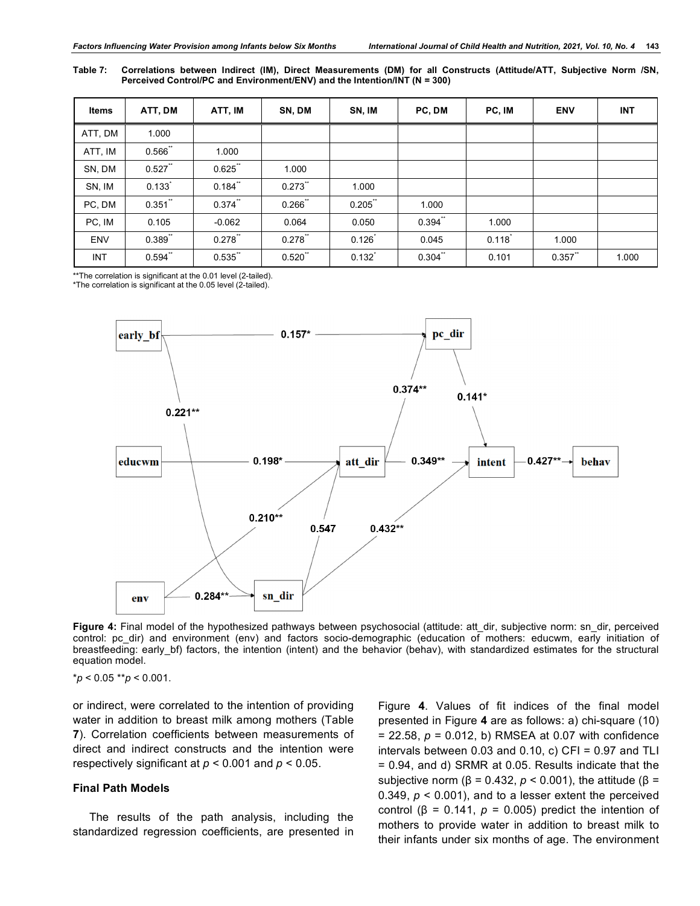**Table 7: Correlations between Indirect (IM), Direct Measurements (DM) for all Constructs (Attitude/ATT, Subjective Norm /SN, Perceived Control/PC and Environment/ENV) and the Intention/INT (N = 300)**

| Items | ATT, DM | ATT, IM | SN, DM | SN, IM | PC, DM | PC, IM | ENV | INT |
|---|---|---|---|---|---|---|---|---|
| ATT, DM | 1.000 | | | | | | | |
| ATT, IM | 0.566** | 1.000 | | | | | | |
| SN, DM | 0.527** | 0.625** | 1.000 | | | | | |
| SN, IM | 0.133* | 0.184** | 0.273** | 1.000 | | | | |
| PC, DM | 0.351** | 0.374** | 0.266** | 0.205** | 1.000 | | | |
| PC, IM | 0.105 | -0.062 | 0.064 | 0.050 | 0.394** | 1.000 | | |
| ENV | 0.389** | 0.278** | 0.278** | 0.126* | 0.045 | 0.118* | 1.000 | |
| INT | 0.594** | 0.535** | 0.520** | 0.132* | 0.304** | 0.101 | 0.357** | 1.000 |

**The correlation is significant at the 0.01 level (2-tailed).
*The correlation is significant at the 0.05 level (2-tailed).

**Figure 4:** Final model of the hypothesized pathways between psychosocial (attitude: att_dir, subjective norm: sn_dir, perceived control: pc_dir) and environment (env) and factors socio-demographic (education of mothers: educwm, early initiation of breastfeeding: early_bf) factors, the intention (intent) and the behavior (behav), with standardized estimates for the structural equation model.

*$p < 0.05$ **$p < 0.001$.

or indirect, were correlated to the intention of providing water in addition to breast milk among mothers (Table **7**). Correlation coefficients between measurements of direct and indirect constructs and the intention were respectively significant at $p < 0.001$ and $p < 0.05$.

### Final Path Models

The results of the path analysis, including the standardized regression coefficients, are presented in Figure **4**. Values of fit indices of the final model presented in Figure **4** are as follows: a) chi-square (10) = 22.58, $p = 0.012$, b) RMSEA at 0.07 with confidence intervals between 0.03 and 0.10, c) CFI = 0.97 and TLI = 0.94, and d) SRMR at 0.05. Results indicate that the subjective norm ($\beta = 0.432$, $p < 0.001$), the attitude ($\beta = 0.349$, $p < 0.001$), and to a lesser extent the perceived control ($\beta = 0.141$, $p = 0.005$) predict the intention of mothers to provide water in addition to breast milk to their infants under six months of age. The environment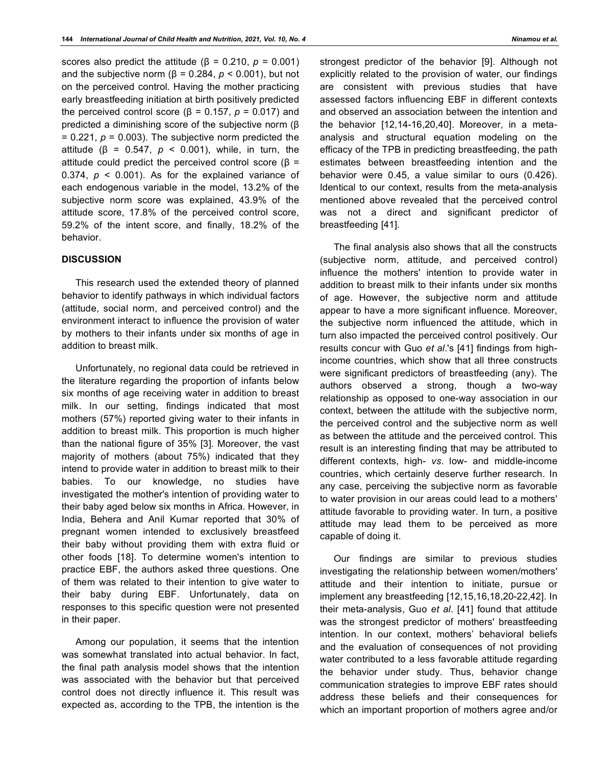scores also predict the attitude ($\beta = 0.210$, $p = 0.001$) and the subjective norm ($\beta = 0.284$, $p < 0.001$), but not on the perceived control. Having the mother practicing early breastfeeding initiation at birth positively predicted the perceived control score ($\beta = 0.157$, $p = 0.017$) and predicted a diminishing score of the subjective norm ($\beta = 0.221$, $p = 0.003$). The subjective norm predicted the attitude ($\beta = 0.547$, $p < 0.001$), while, in turn, the attitude could predict the perceived control score ($\beta = 0.374$, $p < 0.001$). As for the explained variance of each endogenous variable in the model, 13.2% of the subjective norm score was explained, 43.9% of the attitude score, 17.8% of the perceived control score, 59.2% of the intent score, and finally, 18.2% of the behavior.

## DISCUSSION

This research used the extended theory of planned behavior to identify pathways in which individual factors (attitude, social norm, and perceived control) and the environment interact to influence the provision of water by mothers to their infants under six months of age in addition to breast milk.

Unfortunately, no regional data could be retrieved in the literature regarding the proportion of infants below six months of age receiving water in addition to breast milk. In our setting, findings indicated that most mothers (57%) reported giving water to their infants in addition to breast milk. This proportion is much higher than the national figure of 35% [3]. Moreover, the vast majority of mothers (about 75%) indicated that they intend to provide water in addition to breast milk to their babies. To our knowledge, no studies have investigated the mother's intention of providing water to their baby aged below six months in Africa. However, in India, Behera and Anil Kumar reported that 30% of pregnant women intended to exclusively breastfeed their baby without providing them with extra fluid or other foods [18]. To determine women's intention to practice EBF, the authors asked three questions. One of them was related to their intention to give water to their baby during EBF. Unfortunately, data on responses to this specific question were not presented in their paper.

Among our population, it seems that the intention was somewhat translated into actual behavior. In fact, the final path analysis model shows that the intention was associated with the behavior but that perceived control does not directly influence it. This result was expected as, according to the TPB, the intention is the strongest predictor of the behavior [9]. Although not explicitly related to the provision of water, our findings are consistent with previous studies that have assessed factors influencing EBF in different contexts and observed an association between the intention and the behavior [12,14-16,20,40]. Moreover, in a meta-analysis and structural equation modeling on the efficacy of the TPB in predicting breastfeeding, the path estimates between breastfeeding intention and the behavior were 0.45, a value similar to ours (0.426). Identical to our context, results from the meta-analysis mentioned above revealed that the perceived control was not a direct and significant predictor of breastfeeding [41].

The final analysis also shows that all the constructs (subjective norm, attitude, and perceived control) influence the mothers' intention to provide water in addition to breast milk to their infants under six months of age. However, the subjective norm and attitude appear to have a more significant influence. Moreover, the subjective norm influenced the attitude, which in turn also impacted the perceived control positively. Our results concur with Guo *et al*.'s [41] findings from high-income countries, which show that all three constructs were significant predictors of breastfeeding (any). The authors observed a strong, though a two-way relationship as opposed to one-way association in our context, between the attitude with the subjective norm, the perceived control and the subjective norm as well as between the attitude and the perceived control. This result is an interesting finding that may be attributed to different contexts, high- *vs*. low- and middle-income countries, which certainly deserve further research. In any case, perceiving the subjective norm as favorable to water provision in our areas could lead to a mothers' attitude favorable to providing water. In turn, a positive attitude may lead them to be perceived as more capable of doing it.

Our findings are similar to previous studies investigating the relationship between women/mothers' attitude and their intention to initiate, pursue or implement any breastfeeding [12,15,16,18,20-22,42]. In their meta-analysis, Guo *et al*. [41] found that attitude was the strongest predictor of mothers' breastfeeding intention. In our context, mothers' behavioral beliefs and the evaluation of consequences of not providing water contributed to a less favorable attitude regarding the behavior under study. Thus, behavior change communication strategies to improve EBF rates should address these beliefs and their consequences for which an important proportion of mothers agree and/or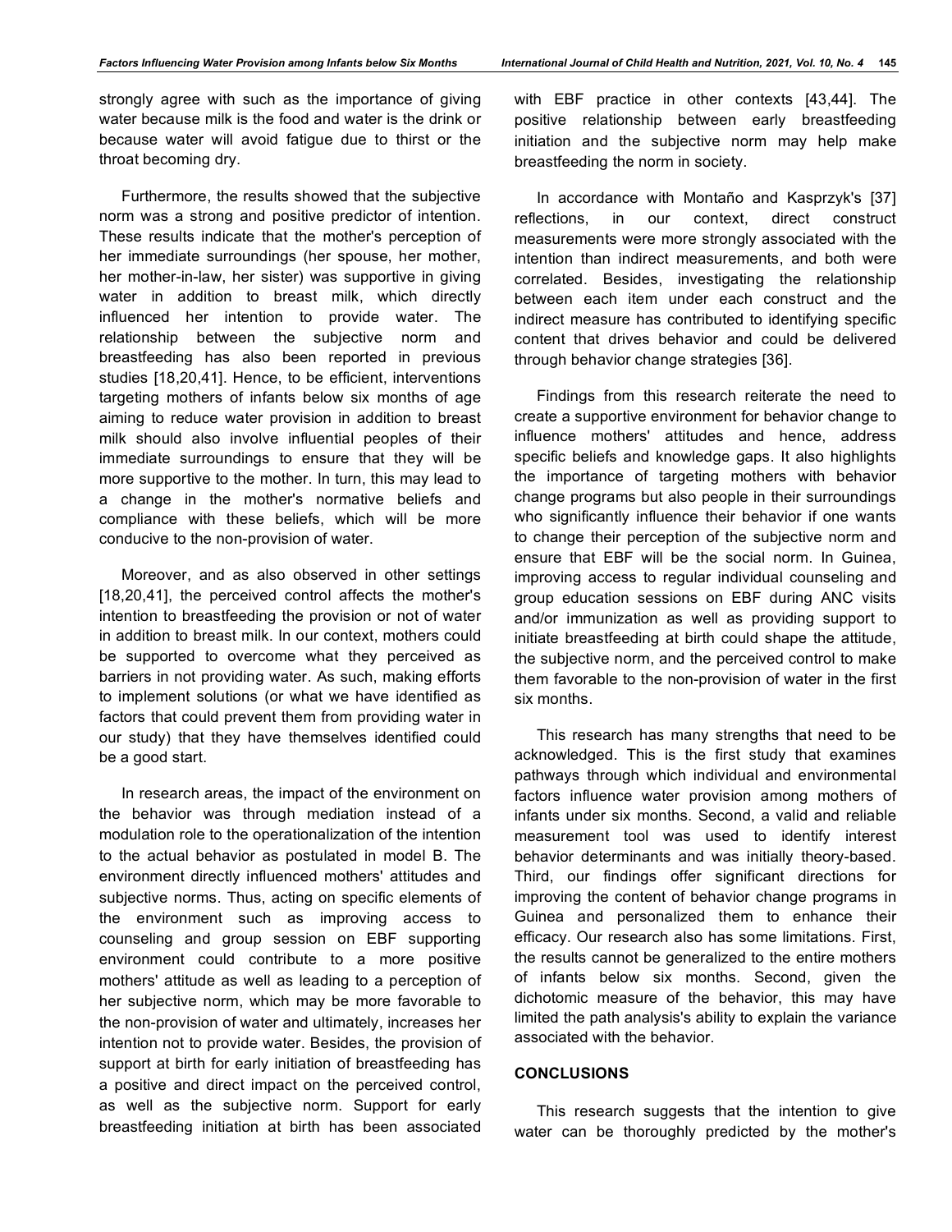strongly agree with such as the importance of giving water because milk is the food and water is the drink or because water will avoid fatigue due to thirst or the throat becoming dry.

Furthermore, the results showed that the subjective norm was a strong and positive predictor of intention. These results indicate that the mother's perception of her immediate surroundings (her spouse, her mother, her mother-in-law, her sister) was supportive in giving water in addition to breast milk, which directly influenced her intention to provide water. The relationship between the subjective norm and breastfeeding has also been reported in previous studies [18,20,41]. Hence, to be efficient, interventions targeting mothers of infants below six months of age aiming to reduce water provision in addition to breast milk should also involve influential peoples of their immediate surroundings to ensure that they will be more supportive to the mother. In turn, this may lead to a change in the mother's normative beliefs and compliance with these beliefs, which will be more conducive to the non-provision of water.

Moreover, and as also observed in other settings [18,20,41], the perceived control affects the mother's intention to breastfeeding the provision or not of water in addition to breast milk. In our context, mothers could be supported to overcome what they perceived as barriers in not providing water. As such, making efforts to implement solutions (or what we have identified as factors that could prevent them from providing water in our study) that they have themselves identified could be a good start.

In research areas, the impact of the environment on the behavior was through mediation instead of a modulation role to the operationalization of the intention to the actual behavior as postulated in model B. The environment directly influenced mothers' attitudes and subjective norms. Thus, acting on specific elements of the environment such as improving access to counseling and group session on EBF supporting environment could contribute to a more positive mothers' attitude as well as leading to a perception of her subjective norm, which may be more favorable to the non-provision of water and ultimately, increases her intention not to provide water. Besides, the provision of support at birth for early initiation of breastfeeding has a positive and direct impact on the perceived control, as well as the subjective norm. Support for early breastfeeding initiation at birth has been associated with EBF practice in other contexts [43,44]. The positive relationship between early breastfeeding initiation and the subjective norm may help make breastfeeding the norm in society.

In accordance with Montaño and Kasprzyk's [37] reflections, in our context, direct construct measurements were more strongly associated with the intention than indirect measurements, and both were correlated. Besides, investigating the relationship between each item under each construct and the indirect measure has contributed to identifying specific content that drives behavior and could be delivered through behavior change strategies [36].

Findings from this research reiterate the need to create a supportive environment for behavior change to influence mothers' attitudes and hence, address specific beliefs and knowledge gaps. It also highlights the importance of targeting mothers with behavior change programs but also people in their surroundings who significantly influence their behavior if one wants to change their perception of the subjective norm and ensure that EBF will be the social norm. In Guinea, improving access to regular individual counseling and group education sessions on EBF during ANC visits and/or immunization as well as providing support to initiate breastfeeding at birth could shape the attitude, the subjective norm, and the perceived control to make them favorable to the non-provision of water in the first six months.

This research has many strengths that need to be acknowledged. This is the first study that examines pathways through which individual and environmental factors influence water provision among mothers of infants under six months. Second, a valid and reliable measurement tool was used to identify interest behavior determinants and was initially theory-based. Third, our findings offer significant directions for improving the content of behavior change programs in Guinea and personalized them to enhance their efficacy. Our research also has some limitations. First, the results cannot be generalized to the entire mothers of infants below six months. Second, given the dichotomic measure of the behavior, this may have limited the path analysis's ability to explain the variance associated with the behavior.

## CONCLUSIONS

This research suggests that the intention to give water can be thoroughly predicted by the mother's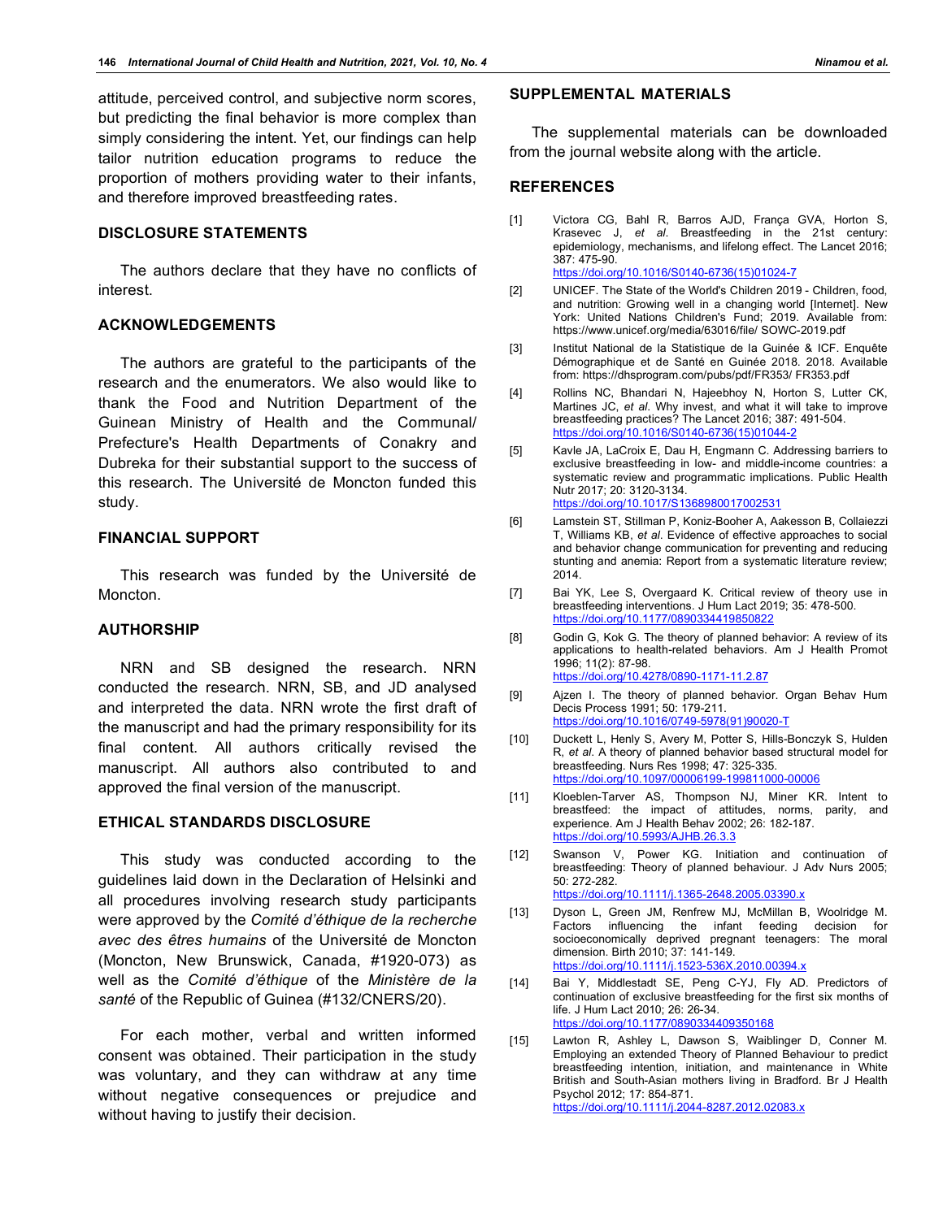attitude, perceived control, and subjective norm scores, but predicting the final behavior is more complex than simply considering the intent. Yet, our findings can help tailor nutrition education programs to reduce the proportion of mothers providing water to their infants, and therefore improved breastfeeding rates.

## DISCLOSURE STATEMENTS

The authors declare that they have no conflicts of interest.

## ACKNOWLEDGEMENTS

The authors are grateful to the participants of the research and the enumerators. We also would like to thank the Food and Nutrition Department of the Guinean Ministry of Health and the Communal/ Prefecture's Health Departments of Conakry and Dubreka for their substantial support to the success of this research. The Université de Moncton funded this study.

## FINANCIAL SUPPORT

This research was funded by the Université de Moncton.

## AUTHORSHIP

NRN and SB designed the research. NRN conducted the research. NRN, SB, and JD analysed and interpreted the data. NRN wrote the first draft of the manuscript and had the primary responsibility for its final content. All authors critically revised the manuscript. All authors also contributed to and approved the final version of the manuscript.

## ETHICAL STANDARDS DISCLOSURE

This study was conducted according to the guidelines laid down in the Declaration of Helsinki and all procedures involving research study participants were approved by the *Comité d'éthique de la recherche avec des êtres humains* of the Université de Moncton (Moncton, New Brunswick, Canada, #1920-073) as well as the *Comité d'éthique* of the *Ministère de la santé* of the Republic of Guinea (#132/CNERS/20).

For each mother, verbal and written informed consent was obtained. Their participation in the study was voluntary, and they can withdraw at any time without negative consequences or prejudice and without having to justify their decision.

## SUPPLEMENTAL MATERIALS

The supplemental materials can be downloaded from the journal website along with the article.

## REFERENCES

[1] Victora CG, Bahl R, Barros AJD, França GVA, Horton S, Krasevec J, *et al*. Breastfeeding in the 21st century: epidemiology, mechanisms, and lifelong effect. The Lancet 2016; 387: 475-90. https://doi.org/10.1016/S0140-6736(15)01024-7

[2] UNICEF. The State of the World's Children 2019 - Children, food, and nutrition: Growing well in a changing world [Internet]. New York: United Nations Children's Fund; 2019. Available from: https://www.unicef.org/media/63016/file/ SOWC-2019.pdf

[3] Institut National de la Statistique de la Guinée & ICF. Enquête Démographique et de Santé en Guinée 2018. 2018. Available from: https://dhsprogram.com/pubs/pdf/FR353/ FR353.pdf

[4] Rollins NC, Bhandari N, Hajeebhoy N, Horton S, Lutter CK, Martines JC, *et al*. Why invest, and what it will take to improve breastfeeding practices? The Lancet 2016; 387: 491-504. https://doi.org/10.1016/S0140-6736(15)01044-2

[5] Kavle JA, LaCroix E, Dau H, Engmann C. Addressing barriers to exclusive breastfeeding in low- and middle-income countries: a systematic review and programmatic implications. Public Health Nutr 2017; 20: 3120-3134. https://doi.org/10.1017/S1368980017002531

[6] Lamstein ST, Stillman P, Koniz-Booher A, Aakesson B, Collaiezzi T, Williams KB, *et al*. Evidence of effective approaches to social and behavior change communication for preventing and reducing stunting and anemia: Report from a systematic literature review; 2014.

[7] Bai YK, Lee S, Overgaard K. Critical review of theory use in breastfeeding interventions. J Hum Lact 2019; 35: 478-500. https://doi.org/10.1177/0890334419850822

[8] Godin G, Kok G. The theory of planned behavior: A review of its applications to health-related behaviors. Am J Health Promot 1996; 11(2): 87-98. https://doi.org/10.4278/0890-1171-11.2.87

[9] Ajzen I. The theory of planned behavior. Organ Behav Hum Decis Process 1991; 50: 179-211. https://doi.org/10.1016/0749-5978(91)90020-T

[10] Duckett L, Henly S, Avery M, Potter S, Hills-Bonczyk S, Hulden R, *et al*. A theory of planned behavior based structural model for breastfeeding. Nurs Res 1998; 47: 325-335. https://doi.org/10.1097/00006199-199811000-00006

[11] Kloeblen-Tarver AS, Thompson NJ, Miner KR. Intent to breastfeed: the impact of attitudes, norms, parity, and experience. Am J Health Behav 2002; 26: 182-187. https://doi.org/10.5993/AJHB.26.3.3

[12] Swanson V, Power KG. Initiation and continuation of breastfeeding: Theory of planned behaviour. J Adv Nurs 2005; 50: 272-282. https://doi.org/10.1111/j.1365-2648.2005.03390.x

[13] Dyson L, Green JM, Renfrew MJ, McMillan B, Woolridge M. Factors influencing the infant feeding decision for socioeconomically deprived pregnant teenagers: The moral dimension. Birth 2010; 37: 141-149. https://doi.org/10.1111/j.1523-536X.2010.00394.x

[14] Bai Y, Middlestadt SE, Peng C-YJ, Fly AD. Predictors of continuation of exclusive breastfeeding for the first six months of life. J Hum Lact 2010; 26: 26-34. https://doi.org/10.1177/0890334409350168

[15] Lawton R, Ashley L, Dawson S, Waiblinger D, Conner M. Employing an extended Theory of Planned Behaviour to predict breastfeeding intention, initiation, and maintenance in White British and South-Asian mothers living in Bradford. Br J Health Psychol 2012; 17: 854-871. https://doi.org/10.1111/j.2044-8287.2012.02083.x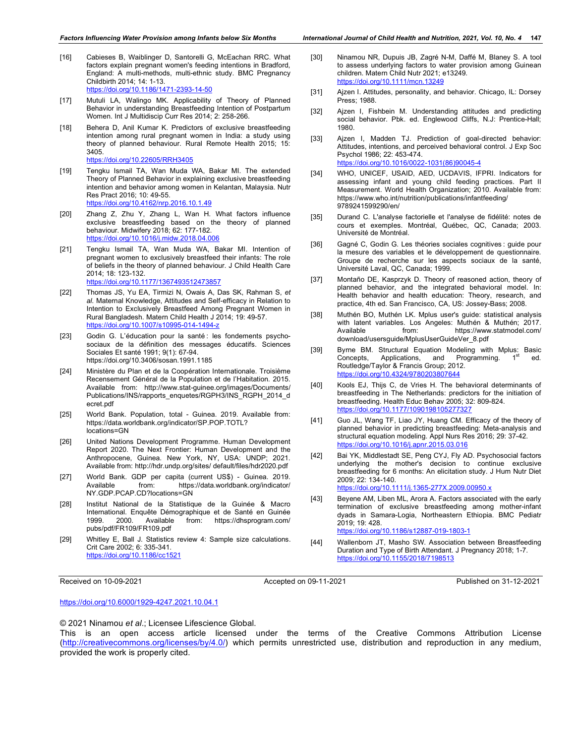[16] Cabieses B, Waiblinger D, Santorelli G, McEachan RRC. What factors explain pregnant women's feeding intentions in Bradford, England: A multi-methods, multi-ethnic study. BMC Pregnancy Childbirth 2014; 14: 1-13. https://doi.org/10.1186/1471-2393-14-50

[17] Mutuli LA, Walingo MK. Applicability of Theory of Planned Behavior in understanding Breastfeeding Intention of Postpartum Women. Int J Multidiscip Curr Res 2014; 2: 258-266.

[18] Behera D, Anil Kumar K. Predictors of exclusive breastfeeding intention among rural pregnant women in India: a study using theory of planned behaviour. Rural Remote Health 2015; 15: 3405. https://doi.org/10.22605/RRH3405

[19] Tengku Ismail TA, Wan Muda WA, Bakar MI. The extended Theory of Planned Behavior in explaining exclusive breastfeeding intention and behavior among women in Kelantan, Malaysia. Nutr Res Pract 2016; 10: 49-55. https://doi.org/10.4162/nrp.2016.10.1.49

[20] Zhang Z, Zhu Y, Zhang L, Wan H. What factors influence exclusive breastfeeding based on the theory of planned behaviour. Midwifery 2018; 62: 177-182. https://doi.org/10.1016/j.midw.2018.04.006

[21] Tengku Ismail TA, Wan Muda WA, Bakar MI. Intention of pregnant women to exclusively breastfeed their infants: The role of beliefs in the theory of planned behaviour. J Child Health Care 2014; 18: 123-132. https://doi.org/10.1177/1367493512473857

[22] Thomas JS, Yu EA, Tirmizi N, Owais A, Das SK, Rahman S, *et al.* Maternal Knowledge, Attitudes and Self-efficacy in Relation to Intention to Exclusively Breastfeed Among Pregnant Women in Rural Bangladesh. Matern Child Health J 2014; 19: 49-57. https://doi.org/10.1007/s10995-014-1494-z

[23] Godin G. L'éducation pour la santé : les fondements psycho-sociaux de la définition des messages éducatifs. Sciences Sociales Et santé 1991; 9(1): 67-94. https://doi.org/10.3406/sosan.1991.1185

[24] Ministère du Plan et de la Coopération Internationale. Troisième Recensement Général de la Population et de l'Habitation. 2015. Available from: http://www.stat-guinee.org/images/Documents/Publications/INS/rapports_enquetes/RGPH3/INS_RGPH_2014_decret.pdf

[25] World Bank. Population, total - Guinea. 2019. Available from: https://data.worldbank.org/indicator/SP.POP.TOTL?locations=GN

[26] United Nations Development Programme. Human Development Report 2020. The Next Frontier: Human Development and the Anthropocene, Guinea. New York, NY, USA: UNDP; 2021. Available from: http://hdr.undp.org/sites/ default/files/hdr2020.pdf

[27] World Bank. GDP per capita (current US$) - Guinea. 2019. Available from: https://data.worldbank.org/indicator/NY.GDP.PCAP.CD?locations=GN

[28] Institut National de la Statistique de la Guinée & Macro International. Enquête Démographique et de Santé en Guinée 1999. 2000. Available from: https://dhsprogram.com/pubs/pdf/FR109/FR109.pdf

[29] Whitley E, Ball J. Statistics review 4: Sample size calculations. Crit Care 2002; 6: 335-341. https://doi.org/10.1186/cc1521

[30] Ninamou NR, Dupuis JB, Zagré N-M, Daffé M, Blaney S. A tool to assess underlying factors to water provision among Guinean children. Matern Child Nutr 2021; e13249. https://doi.org/10.1111/mcn.13249

[31] Ajzen I. Attitudes, personality, and behavior. Chicago, IL: Dorsey Press; 1988.

[32] Ajzen I, Fishbein M. Understanding attitudes and predicting social behavior. Pbk. ed. Englewood Cliffs, N.J: Prentice-Hall; 1980.

[33] Ajzen I, Madden TJ. Prediction of goal-directed behavior: Attitudes, intentions, and perceived behavioral control. J Exp Soc Psychol 1986; 22: 453-474. https://doi.org/10.1016/0022-1031(86)90045-4

[34] WHO, UNICEF, USAID, AED, UCDAVIS, IFPRI. Indicators for assessing infant and young child feeding practices. Part II Measurement. World Health Organization; 2010. Available from: https://www.who.int/nutrition/publications/infantfeeding/9789241599290/en/

[35] Durand C. L'analyse factorielle et l'analyse de fidélité: notes de cours et exemples. Montréal, Québec, QC, Canada; 2003. Université de Montréal.

[36] Gagné C, Godin G. Les théories sociales cognitives : guide pour la mesure des variables et le développement de questionnaire. Groupe de recherche sur les aspects sociaux de la santé, Université Laval, QC, Canada; 1999.

[37] Montaño DE, Kasprzyk D. Theory of reasoned action, theory of planned behavior, and the integrated behavioral model. In: Health behavior and health education: Theory, research, and practice, 4th ed. San Francisco, CA, US: Jossey-Bass; 2008.

[38] Muthén BO, Muthén LK. Mplus user's guide: statistical analysis with latent variables. Los Angeles: Muthén & Muthén; 2017. Available from: https://www.statmodel.com/download/usersguide/MplusUserGuideVer_8.pdf

[39] Byrne BM. Structural Equation Modeling with Mplus: Basic Concepts, Applications, and Programming. 1st ed. Routledge/Taylor & Francis Group; 2012. https://doi.org/10.4324/9780203807644

[40] Kools EJ, Thijs C, de Vries H. The behavioral determinants of breastfeeding in The Netherlands: predictors for the initiation of breastfeeding. Health Educ Behav 2005; 32: 809-824. https://doi.org/10.1177/1090198105277327

[41] Guo JL, Wang TF, Liao JY, Huang CM. Efficacy of the theory of planned behavior in predicting breastfeeding: Meta-analysis and structural equation modeling. Appl Nurs Res 2016; 29: 37-42. https://doi.org/10.1016/j.apnr.2015.03.016

[42] Bai YK, Middlestadt SE, Peng CYJ, Fly AD. Psychosocial factors underlying the mother's decision to continue exclusive breastfeeding for 6 months: An elicitation study. J Hum Nutr Diet 2009; 22: 134-140. https://doi.org/10.1111/j.1365-277X.2009.00950.x

[43] Beyene AM, Liben ML, Arora A. Factors associated with the early termination of exclusive breastfeeding among mother-infant dyads in Samara-Logia, Northeastern Ethiopia. BMC Pediatr 2019; 19: 428. https://doi.org/10.1186/s12887-019-1803-1

[44] Wallenborn JT, Masho SW. Association between Breastfeeding Duration and Type of Birth Attendant. J Pregnancy 2018; 1-7. https://doi.org/10.1155/2018/7198513

Received on 10-09-2021 Accepted on 09-11-2021 Published on 31-12-2021

https://doi.org/10.6000/1929-4247.2021.10.04.1

© 2021 Ninamou *et al*.; Licensee Lifescience Global.

This is an open access article licensed under the terms of the Creative Commons Attribution License (http://creativecommons.org/licenses/by/4.0/) which permits unrestricted use, distribution and reproduction in any medium, provided the work is properly cited.